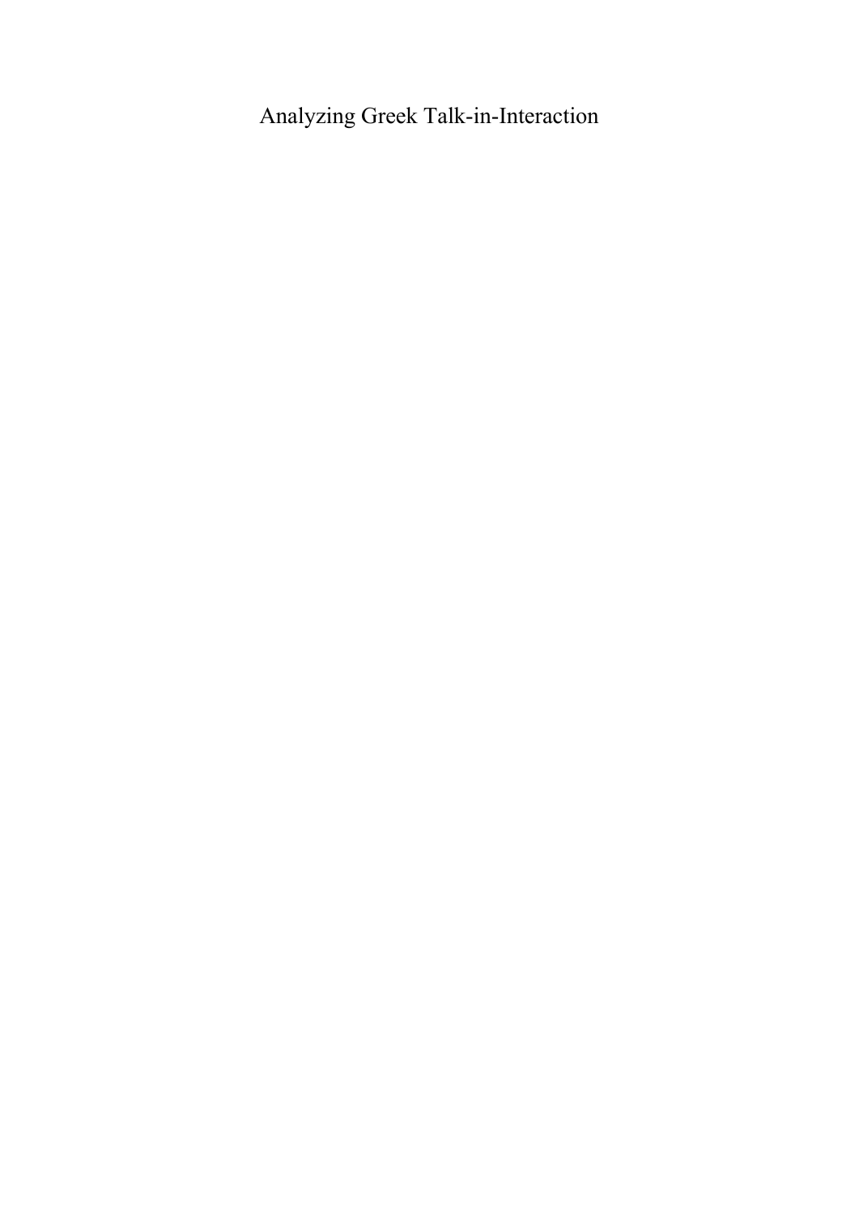# Analyzing Greek Talk-in-Interaction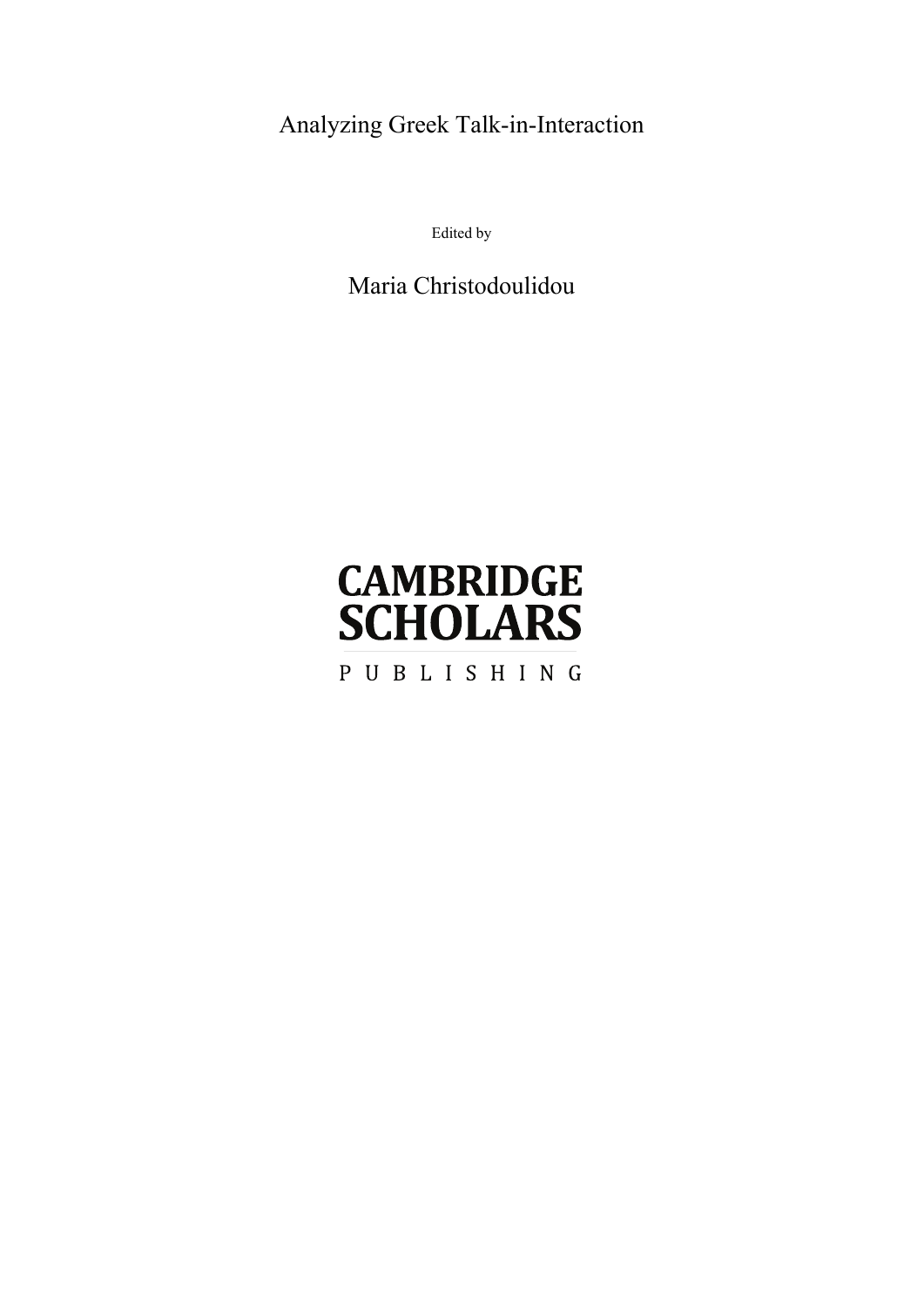# Analyzing Greek Talk-in-Interaction

Edited by

## Maria Christodoulidou

CAMBRIDGE
SCHOLARS
PUBLISHING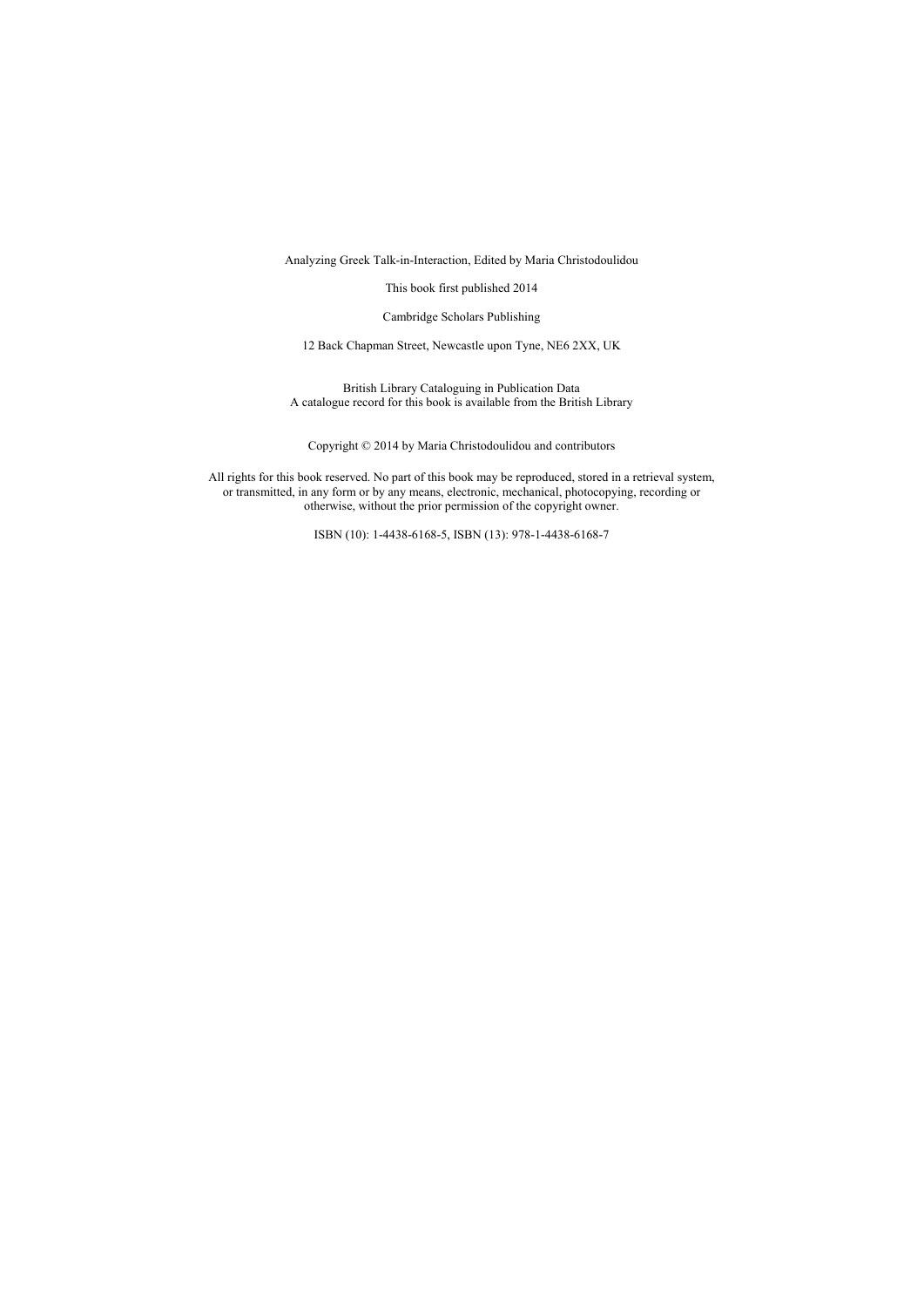Analyzing Greek Talk-in-Interaction, Edited by Maria Christodoulidou

This book first published 2014

Cambridge Scholars Publishing

12 Back Chapman Street, Newcastle upon Tyne, NE6 2XX, UK

British Library Cataloguing in Publication Data
A catalogue record for this book is available from the British Library

Copyright © 2014 by Maria Christodoulidou and contributors

All rights for this book reserved. No part of this book may be reproduced, stored in a retrieval system, or transmitted, in any form or by any means, electronic, mechanical, photocopying, recording or otherwise, without the prior permission of the copyright owner.

ISBN (10): 1-4438-6168-5, ISBN (13): 978-1-4438-6168-7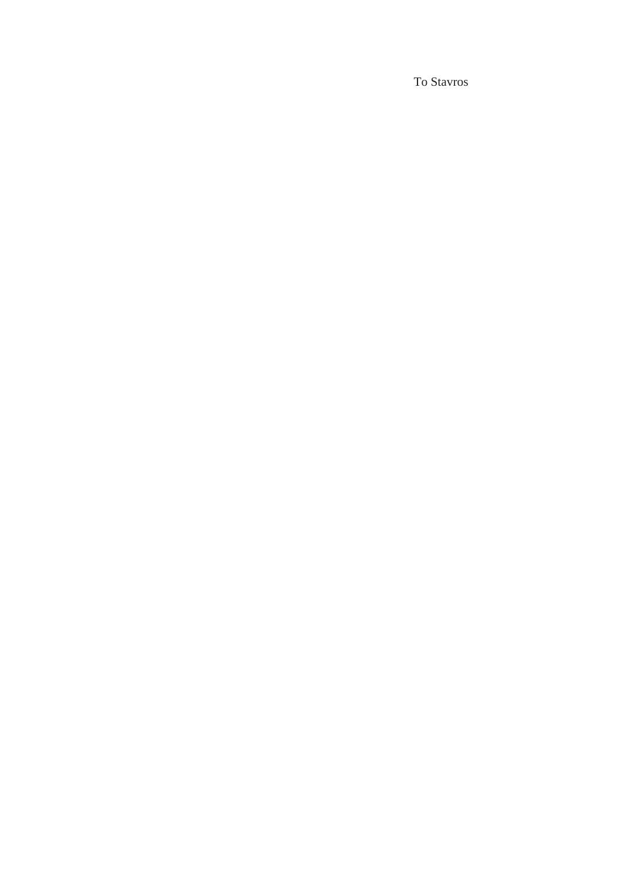To Stavros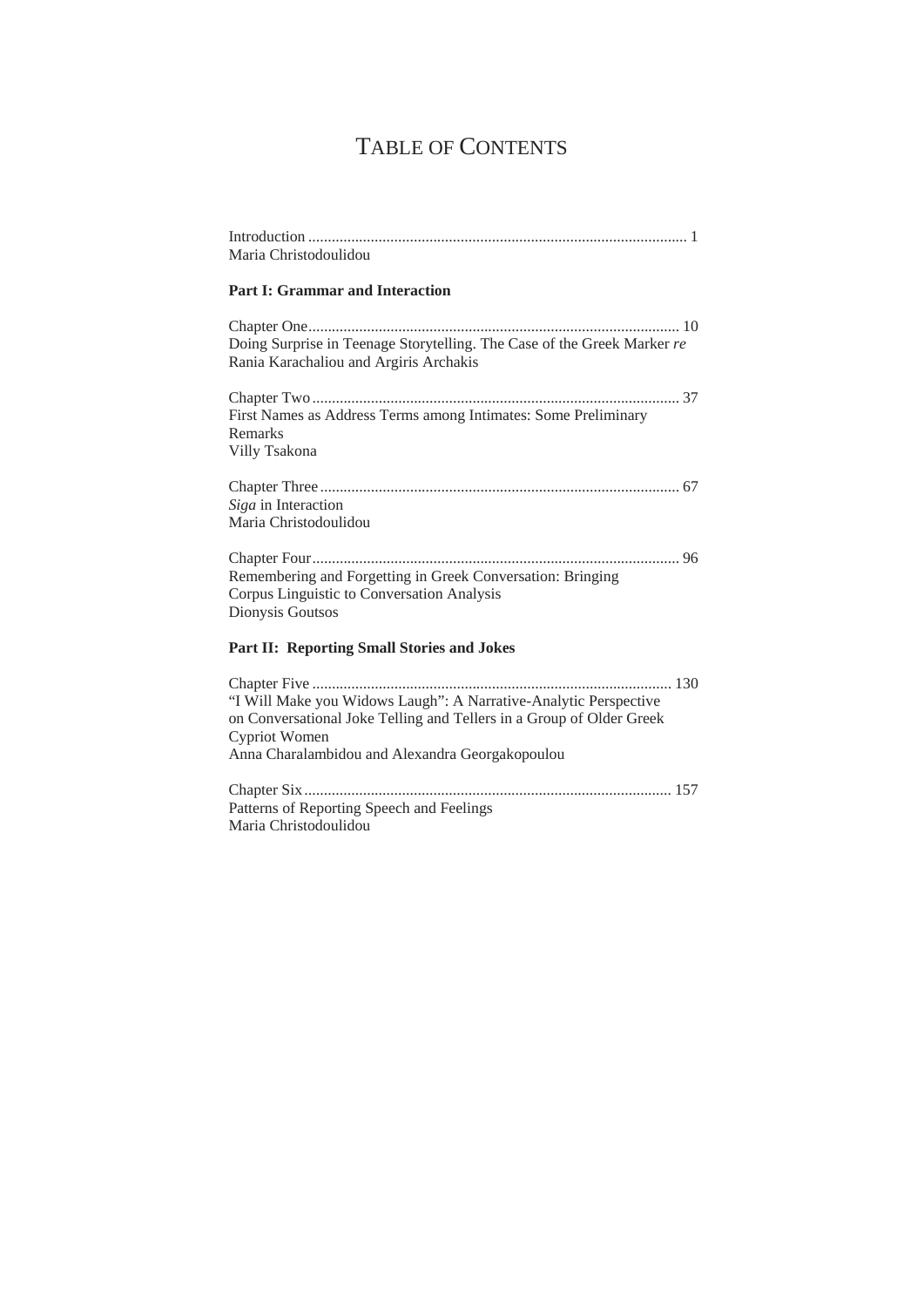# Table of Contents

Introduction ................................................................................................ 1
Maria Christodoulidou

**Part I: Grammar and Interaction**

Chapter One .............................................................................................. 10
Doing Surprise in Teenage Storytelling. The Case of the Greek Marker *re*
Rania Karachaliou and Argiris Archakis

Chapter Two ............................................................................................. 37
First Names as Address Terms among Intimates: Some Preliminary Remarks
Villy Tsakona

Chapter Three ........................................................................................... 67
*Siga* in Interaction
Maria Christodoulidou

Chapter Four ............................................................................................. 96
Remembering and Forgetting in Greek Conversation: Bringing Corpus Linguistic to Conversation Analysis
Dionysis Goutsos

**Part II: Reporting Small Stories and Jokes**

Chapter Five ........................................................................................... 130
"I Will Make you Widows Laugh": A Narrative-Analytic Perspective on Conversational Joke Telling and Tellers in a Group of Older Greek Cypriot Women
Anna Charalambidou and Alexandra Georgakopoulou

Chapter Six ............................................................................................. 157
Patterns of Reporting Speech and Feelings
Maria Christodoulidou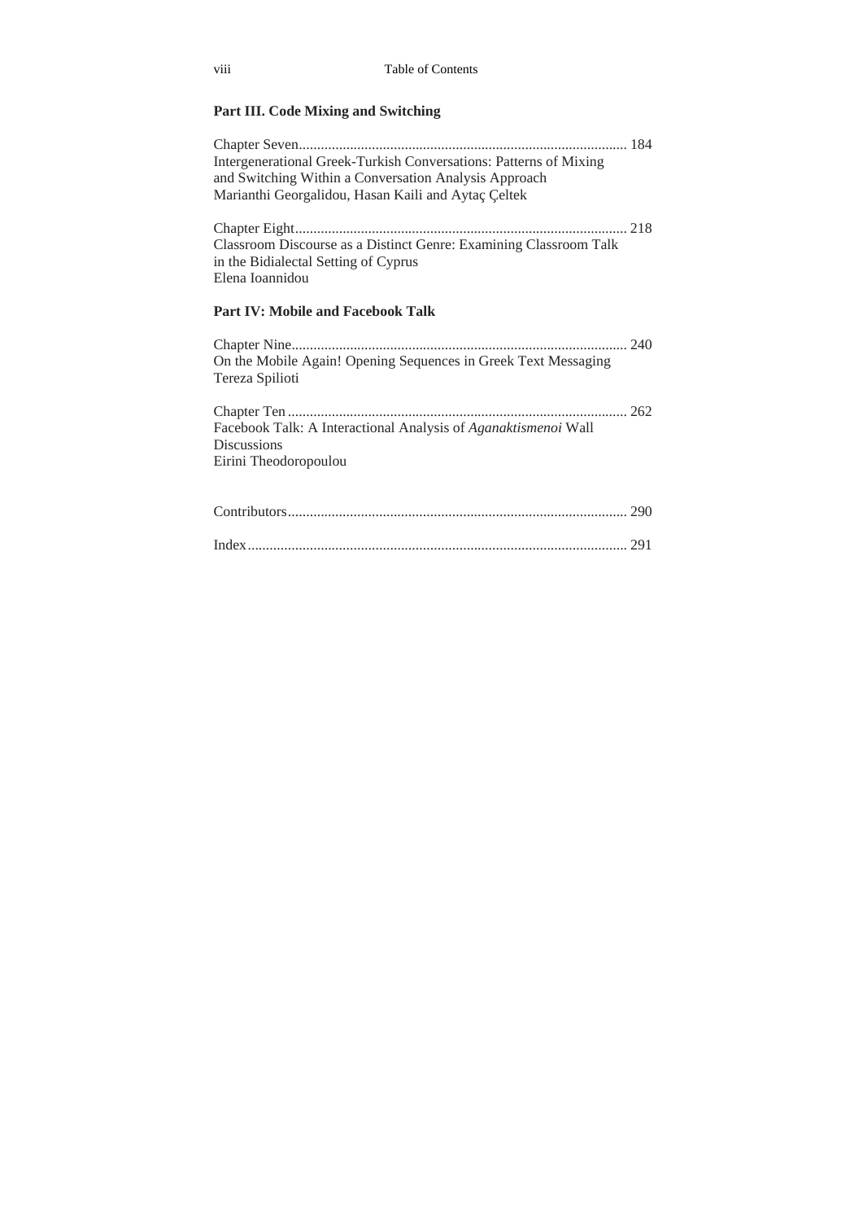## Part III. Code Mixing and Switching

Chapter Seven ........................................................................................ 184
Intergenerational Greek-Turkish Conversations: Patterns of Mixing and Switching Within a Conversation Analysis Approach
Marianthi Georgalidou, Hasan Kaili and Aytaç Çeltek

Chapter Eight ......................................................................................... 218
Classroom Discourse as a Distinct Genre: Examining Classroom Talk in the Bidialectal Setting of Cyprus
Elena Ioannidou

## Part IV: Mobile and Facebook Talk

Chapter Nine .......................................................................................... 240
On the Mobile Again! Opening Sequences in Greek Text Messaging
Tereza Spilioti

Chapter Ten ............................................................................................ 262
Facebook Talk: A Interactional Analysis of *Aganaktismenoi* Wall Discussions
Eirini Theodoropoulou

Contributors ........................................................................................... 290

Index ...................................................................................................... 291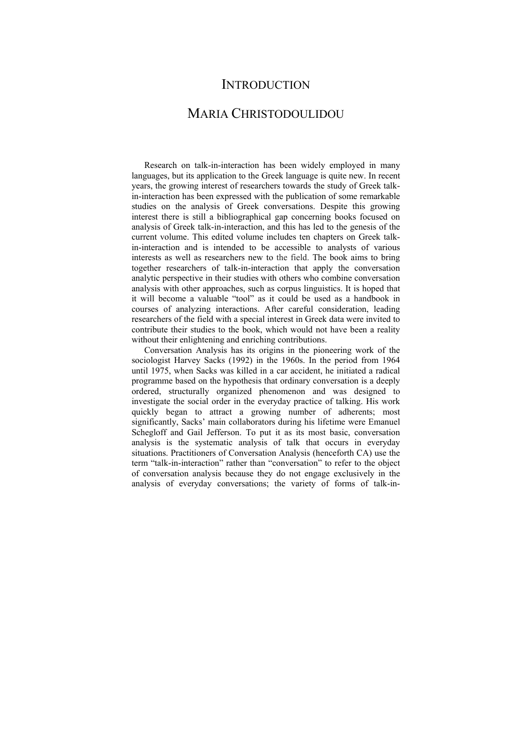# INTRODUCTION

## MARIA CHRISTODOULIDOU

Research on talk-in-interaction has been widely employed in many languages, but its application to the Greek language is quite new. In recent years, the growing interest of researchers towards the study of Greek talk-in-interaction has been expressed with the publication of some remarkable studies on the analysis of Greek conversations. Despite this growing interest there is still a bibliographical gap concerning books focused on analysis of Greek talk-in-interaction, and this has led to the genesis of the current volume. This edited volume includes ten chapters on Greek talk-in-interaction and is intended to be accessible to analysts of various interests as well as researchers new to the field. The book aims to bring together researchers of talk-in-interaction that apply the conversation analytic perspective in their studies with others who combine conversation analysis with other approaches, such as corpus linguistics. It is hoped that it will become a valuable "tool" as it could be used as a handbook in courses of analyzing interactions. After careful consideration, leading researchers of the field with a special interest in Greek data were invited to contribute their studies to the book, which would not have been a reality without their enlightening and enriching contributions.

Conversation Analysis has its origins in the pioneering work of the sociologist Harvey Sacks (1992) in the 1960s. In the period from 1964 until 1975, when Sacks was killed in a car accident, he initiated a radical programme based on the hypothesis that ordinary conversation is a deeply ordered, structurally organized phenomenon and was designed to investigate the social order in the everyday practice of talking. His work quickly began to attract a growing number of adherents; most significantly, Sacks' main collaborators during his lifetime were Emanuel Schegloff and Gail Jefferson. To put it as its most basic, conversation analysis is the systematic analysis of talk that occurs in everyday situations. Practitioners of Conversation Analysis (henceforth CA) use the term "talk-in-interaction" rather than "conversation" to refer to the object of conversation analysis because they do not engage exclusively in the analysis of everyday conversations; the variety of forms of talk-in-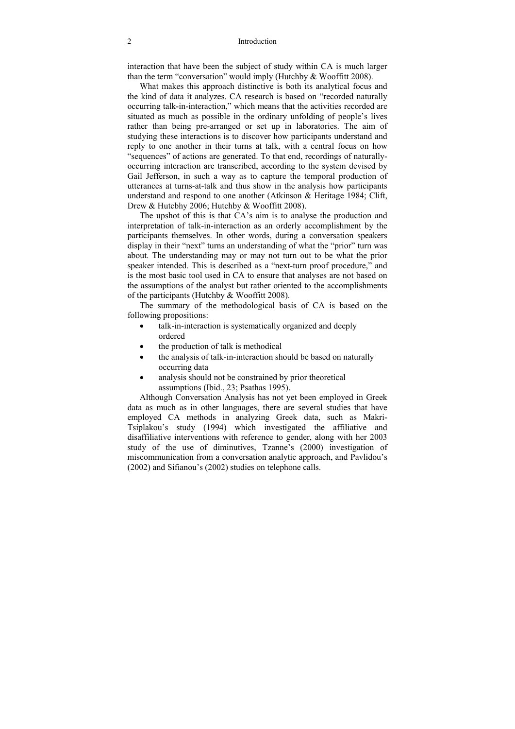interaction that have been the subject of study within CA is much larger than the term "conversation" would imply (Hutchby & Wooffitt 2008).

What makes this approach distinctive is both its analytical focus and the kind of data it analyzes. CA research is based on "recorded naturally occurring talk-in-interaction," which means that the activities recorded are situated as much as possible in the ordinary unfolding of people's lives rather than being pre-arranged or set up in laboratories. The aim of studying these interactions is to discover how participants understand and reply to one another in their turns at talk, with a central focus on how "sequences" of actions are generated. To that end, recordings of naturally-occurring interaction are transcribed, according to the system devised by Gail Jefferson, in such a way as to capture the temporal production of utterances at turns-at-talk and thus show in the analysis how participants understand and respond to one another (Atkinson & Heritage 1984; Clift, Drew & Hutcbhy 2006; Hutchby & Wooffitt 2008).

The upshot of this is that CA's aim is to analyse the production and interpretation of talk-in-interaction as an orderly accomplishment by the participants themselves. In other words, during a conversation speakers display in their "next" turns an understanding of what the "prior" turn was about. The understanding may or may not turn out to be what the prior speaker intended. This is described as a "next-turn proof procedure," and is the most basic tool used in CA to ensure that analyses are not based on the assumptions of the analyst but rather oriented to the accomplishments of the participants (Hutchby & Wooffitt 2008).

The summary of the methodological basis of CA is based on the following propositions:

- talk-in-interaction is systematically organized and deeply ordered
- the production of talk is methodical
- the analysis of talk-in-interaction should be based on naturally occurring data
- analysis should not be constrained by prior theoretical assumptions (Ibid., 23; Psathas 1995).

Although Conversation Analysis has not yet been employed in Greek data as much as in other languages, there are several studies that have employed CA methods in analyzing Greek data, such as Makri-Tsiplakou's study (1994) which investigated the affiliative and disaffiliative interventions with reference to gender, along with her 2003 study of the use of diminutives, Tzanne's (2000) investigation of miscommunication from a conversation analytic approach, and Pavlidou's (2002) and Sifianou's (2002) studies on telephone calls.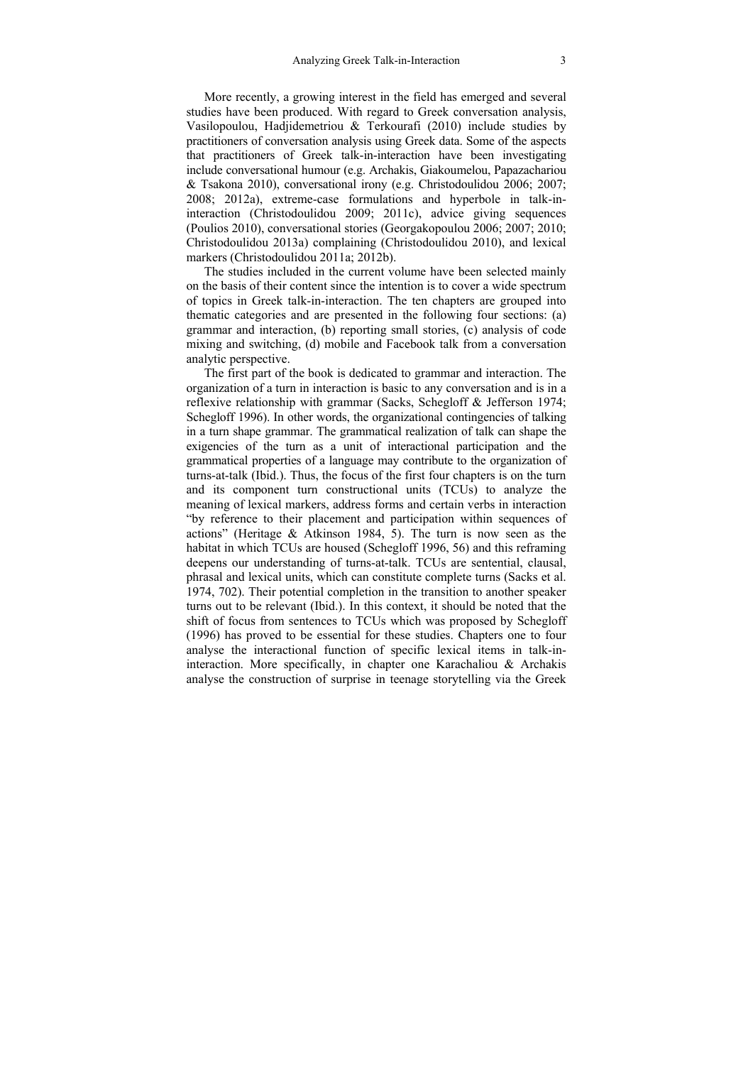More recently, a growing interest in the field has emerged and several studies have been produced. With regard to Greek conversation analysis, Vasilopoulou, Hadjidemetriou & Terkourafi (2010) include studies by practitioners of conversation analysis using Greek data. Some of the aspects that practitioners of Greek talk-in-interaction have been investigating include conversational humour (e.g. Archakis, Giakoumelou, Papazachariou & Tsakona 2010), conversational irony (e.g. Christodoulidou 2006; 2007; 2008; 2012a), extreme-case formulations and hyperbole in talk-in-interaction (Christodoulidou 2009; 2011c), advice giving sequences (Poulios 2010), conversational stories (Georgakopoulou 2006; 2007; 2010; Christodoulidou 2013a) complaining (Christodoulidou 2010), and lexical markers (Christodoulidou 2011a; 2012b).

The studies included in the current volume have been selected mainly on the basis of their content since the intention is to cover a wide spectrum of topics in Greek talk-in-interaction. The ten chapters are grouped into thematic categories and are presented in the following four sections: (a) grammar and interaction, (b) reporting small stories, (c) analysis of code mixing and switching, (d) mobile and Facebook talk from a conversation analytic perspective.

The first part of the book is dedicated to grammar and interaction. The organization of a turn in interaction is basic to any conversation and is in a reflexive relationship with grammar (Sacks, Schegloff & Jefferson 1974; Schegloff 1996). In other words, the organizational contingencies of talking in a turn shape grammar. The grammatical realization of talk can shape the exigencies of the turn as a unit of interactional participation and the grammatical properties of a language may contribute to the organization of turns-at-talk (Ibid.). Thus, the focus of the first four chapters is on the turn and its component turn constructional units (TCUs) to analyze the meaning of lexical markers, address forms and certain verbs in interaction "by reference to their placement and participation within sequences of actions" (Heritage & Atkinson 1984, 5). The turn is now seen as the habitat in which TCUs are housed (Schegloff 1996, 56) and this reframing deepens our understanding of turns-at-talk. TCUs are sentential, clausal, phrasal and lexical units, which can constitute complete turns (Sacks et al. 1974, 702). Their potential completion in the transition to another speaker turns out to be relevant (Ibid.). In this context, it should be noted that the shift of focus from sentences to TCUs which was proposed by Schegloff (1996) has proved to be essential for these studies. Chapters one to four analyse the interactional function of specific lexical items in talk-in-interaction. More specifically, in chapter one Karachaliou & Archakis analyse the construction of surprise in teenage storytelling via the Greek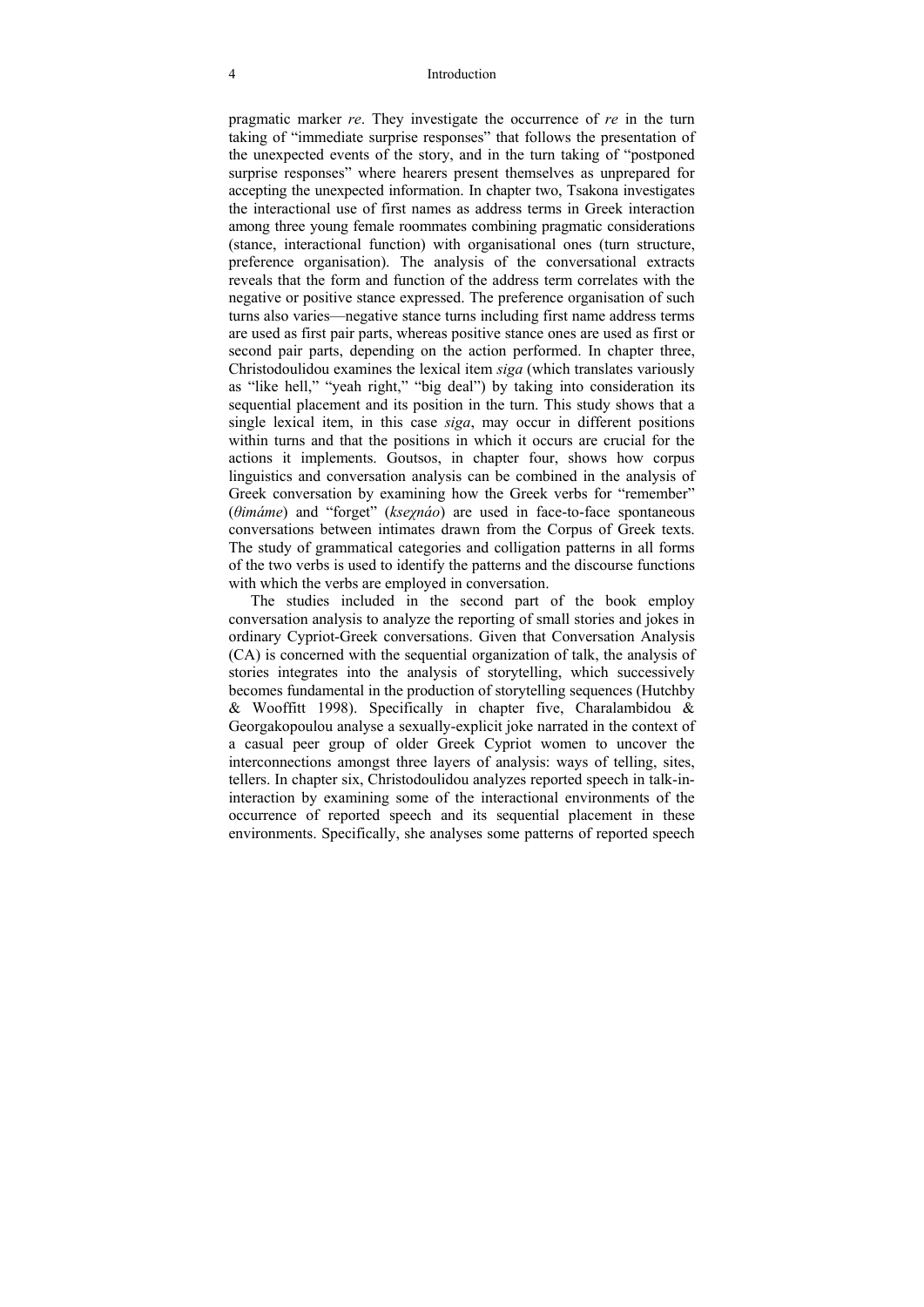pragmatic marker *re*. They investigate the occurrence of *re* in the turn taking of "immediate surprise responses" that follows the presentation of the unexpected events of the story, and in the turn taking of "postponed surprise responses" where hearers present themselves as unprepared for accepting the unexpected information. In chapter two, Tsakona investigates the interactional use of first names as address terms in Greek interaction among three young female roommates combining pragmatic considerations (stance, interactional function) with organisational ones (turn structure, preference organisation). The analysis of the conversational extracts reveals that the form and function of the address term correlates with the negative or positive stance expressed. The preference organisation of such turns also varies—negative stance turns including first name address terms are used as first pair parts, whereas positive stance ones are used as first or second pair parts, depending on the action performed. In chapter three, Christodoulidou examines the lexical item *siga* (which translates variously as "like hell," "yeah right," "big deal") by taking into consideration its sequential placement and its position in the turn. This study shows that a single lexical item, in this case *siga*, may occur in different positions within turns and that the positions in which it occurs are crucial for the actions it implements. Goutsos, in chapter four, shows how corpus linguistics and conversation analysis can be combined in the analysis of Greek conversation by examining how the Greek verbs for "remember" (*θimáme*) and "forget" (*kseχnáo*) are used in face-to-face spontaneous conversations between intimates drawn from the Corpus of Greek texts. The study of grammatical categories and colligation patterns in all forms of the two verbs is used to identify the patterns and the discourse functions with which the verbs are employed in conversation.

The studies included in the second part of the book employ conversation analysis to analyze the reporting of small stories and jokes in ordinary Cypriot-Greek conversations. Given that Conversation Analysis (CA) is concerned with the sequential organization of talk, the analysis of stories integrates into the analysis of storytelling, which successively becomes fundamental in the production of storytelling sequences (Hutchby & Wooffitt 1998). Specifically in chapter five, Charalambidou & Georgakopoulou analyse a sexually-explicit joke narrated in the context of a casual peer group of older Greek Cypriot women to uncover the interconnections amongst three layers of analysis: ways of telling, sites, tellers. In chapter six, Christodoulidou analyzes reported speech in talk-in-interaction by examining some of the interactional environments of the occurrence of reported speech and its sequential placement in these environments. Specifically, she analyses some patterns of reported speech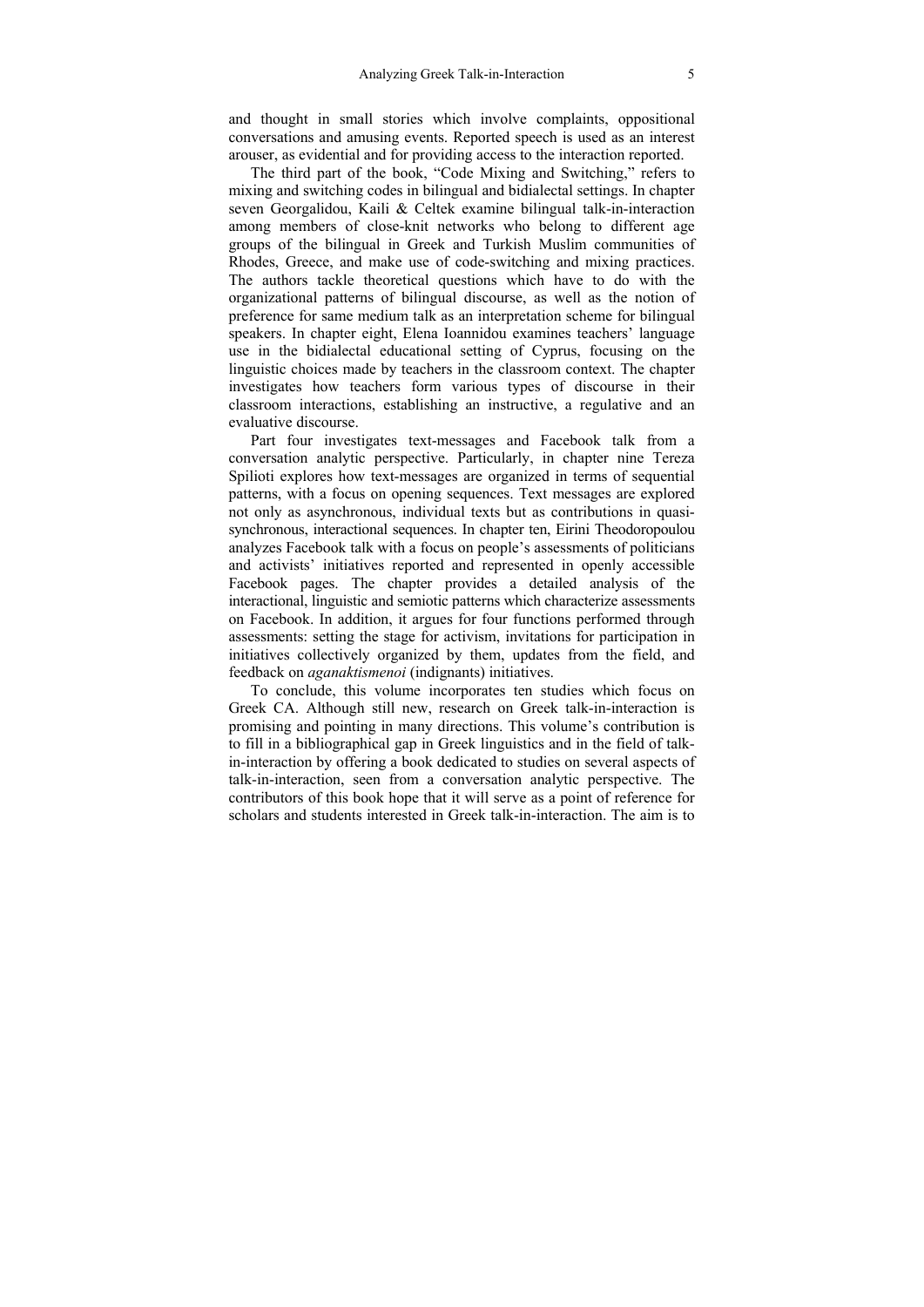and thought in small stories which involve complaints, oppositional conversations and amusing events. Reported speech is used as an interest arouser, as evidential and for providing access to the interaction reported.

The third part of the book, "Code Mixing and Switching," refers to mixing and switching codes in bilingual and bidialectal settings. In chapter seven Georgalidou, Kaili & Celtek examine bilingual talk-in-interaction among members of close-knit networks who belong to different age groups of the bilingual in Greek and Turkish Muslim communities of Rhodes, Greece, and make use of code-switching and mixing practices. The authors tackle theoretical questions which have to do with the organizational patterns of bilingual discourse, as well as the notion of preference for same medium talk as an interpretation scheme for bilingual speakers. In chapter eight, Elena Ioannidou examines teachers' language use in the bidialectal educational setting of Cyprus, focusing on the linguistic choices made by teachers in the classroom context. The chapter investigates how teachers form various types of discourse in their classroom interactions, establishing an instructive, a regulative and an evaluative discourse.

Part four investigates text-messages and Facebook talk from a conversation analytic perspective. Particularly, in chapter nine Tereza Spilioti explores how text-messages are organized in terms of sequential patterns, with a focus on opening sequences. Text messages are explored not only as asynchronous, individual texts but as contributions in quasi-synchronous, interactional sequences. In chapter ten, Eirini Theodoropoulou analyzes Facebook talk with a focus on people's assessments of politicians and activists' initiatives reported and represented in openly accessible Facebook pages. The chapter provides a detailed analysis of the interactional, linguistic and semiotic patterns which characterize assessments on Facebook. In addition, it argues for four functions performed through assessments: setting the stage for activism, invitations for participation in initiatives collectively organized by them, updates from the field, and feedback on *aganaktismenoi* (indignants) initiatives.

To conclude, this volume incorporates ten studies which focus on Greek CA. Although still new, research on Greek talk-in-interaction is promising and pointing in many directions. This volume's contribution is to fill in a bibliographical gap in Greek linguistics and in the field of talk-in-interaction by offering a book dedicated to studies on several aspects of talk-in-interaction, seen from a conversation analytic perspective. The contributors of this book hope that it will serve as a point of reference for scholars and students interested in Greek talk-in-interaction. The aim is to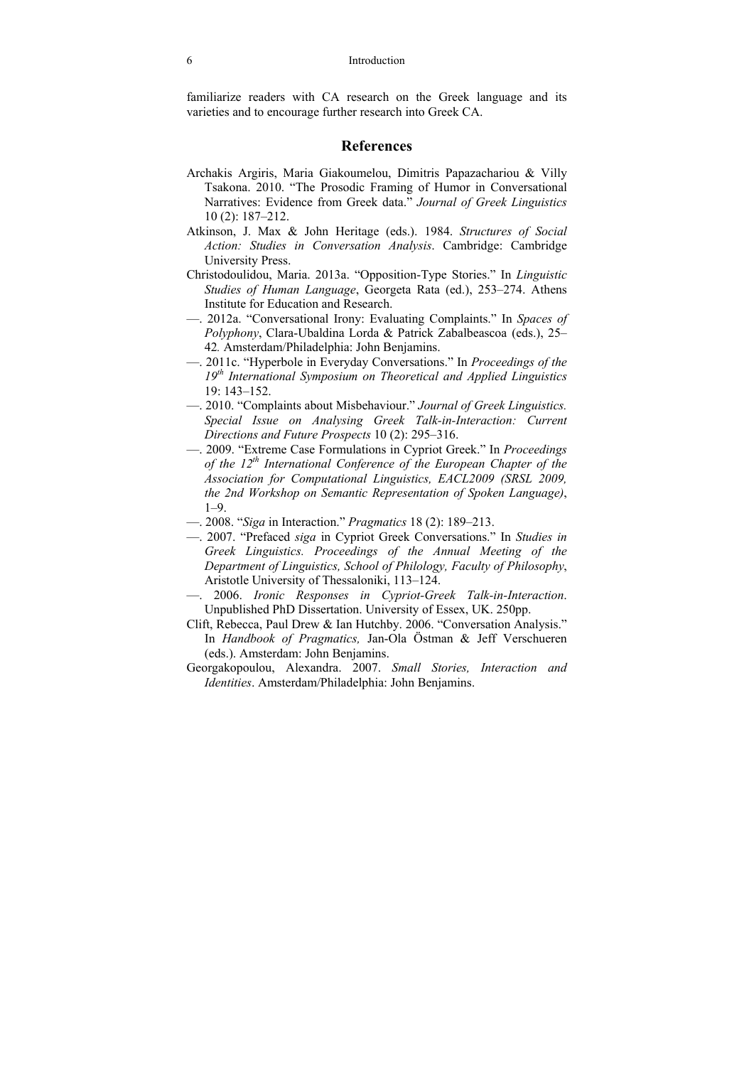familiarize readers with CA research on the Greek language and its varieties and to encourage further research into Greek CA.

## References

Archakis Argiris, Maria Giakoumelou, Dimitris Papazachariou & Villy Tsakona. 2010. "The Prosodic Framing of Humor in Conversational Narratives: Evidence from Greek data." *Journal of Greek Linguistics* 10 (2): 187–212.

Atkinson, J. Max & John Heritage (eds.). 1984. *Structures of Social Action: Studies in Conversation Analysis*. Cambridge: Cambridge University Press.

Christodoulidou, Maria. 2013a. "Opposition-Type Stories." In *Linguistic Studies of Human Language*, Georgeta Rata (ed.), 253–274. Athens Institute for Education and Research.

—. 2012a. "Conversational Irony: Evaluating Complaints." In *Spaces of Polyphony*, Clara-Ubaldina Lorda & Patrick Zabalbeascoa (eds.), 25–42*.* Amsterdam/Philadelphia: John Benjamins.

—. 2011c. "Hyperbole in Everyday Conversations." In *Proceedings of the 19th International Symposium on Theoretical and Applied Linguistics* 19: 143–152.

—. 2010. "Complaints about Misbehaviour." *Journal of Greek Linguistics. Special Issue on Analysing Greek Talk-in-Interaction: Current Directions and Future Prospects* 10 (2): 295–316.

—. 2009. "Extreme Case Formulations in Cypriot Greek." In *Proceedings of the 12th International Conference of the European Chapter of the Association for Computational Linguistics, EACL2009 (SRSL 2009, the 2nd Workshop on Semantic Representation of Spoken Language)*, 1–9.

—. 2008. "*Siga* in Interaction." *Pragmatics* 18 (2): 189–213.

—. 2007. "Prefaced *siga* in Cypriot Greek Conversations." In *Studies in Greek Linguistics. Proceedings of the Annual Meeting of the Department of Linguistics, School of Philology, Faculty of Philosophy*, Aristotle University of Thessaloniki, 113–124.

—. 2006. *Ironic Responses in Cypriot-Greek Talk-in-Interaction*. Unpublished PhD Dissertation. University of Essex, UK. 250pp.

Clift, Rebecca, Paul Drew & Ian Hutchby. 2006. "Conversation Analysis." In *Handbook of Pragmatics,* Jan-Ola Östman & Jeff Verschueren (eds.). Amsterdam: John Benjamins.

Georgakopoulou, Alexandra. 2007. *Small Stories, Interaction and Identities*. Amsterdam/Philadelphia: John Benjamins.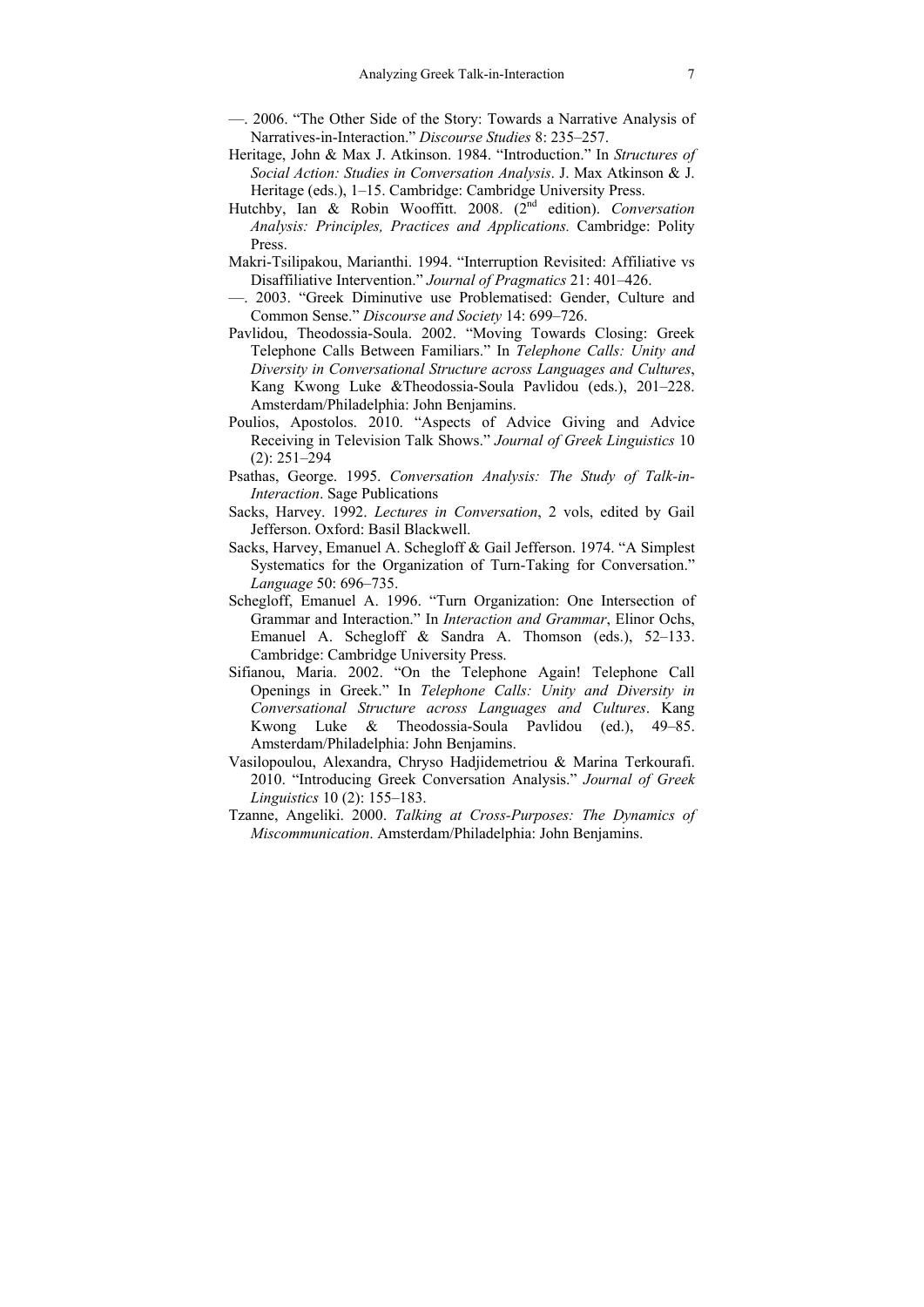—. 2006. "The Other Side of the Story: Towards a Narrative Analysis of Narratives-in-Interaction." *Discourse Studies* 8: 235–257.

Heritage, John & Max J. Atkinson. 1984. "Introduction." In *Structures of Social Action: Studies in Conversation Analysis*. J. Max Atkinson & J. Heritage (eds.), 1–15. Cambridge: Cambridge University Press.

Hutchby, Ian & Robin Wooffitt. 2008. (2nd edition). *Conversation Analysis: Principles, Practices and Applications.* Cambridge: Polity Press.

Makri-Tsilipakou, Marianthi. 1994. "Interruption Revisited: Affiliative vs Disaffiliative Intervention." *Journal of Pragmatics* 21: 401–426.

—. 2003. "Greek Diminutive use Problematised: Gender, Culture and Common Sense." *Discourse and Society* 14: 699–726.

Pavlidou, Theodossia-Soula. 2002. "Moving Towards Closing: Greek Telephone Calls Between Familiars." In *Telephone Calls: Unity and Diversity in Conversational Structure across Languages and Cultures*, Kang Kwong Luke &Theodossia-Soula Pavlidou (eds.), 201–228. Amsterdam/Philadelphia: John Benjamins.

Poulios, Apostolos. 2010. "Aspects of Advice Giving and Advice Receiving in Television Talk Shows." *Journal of Greek Linguistics* 10 (2): 251–294

Psathas, George. 1995. *Conversation Analysis: The Study of Talk-in-Interaction*. Sage Publications

Sacks, Harvey. 1992. *Lectures in Conversation*, 2 vols, edited by Gail Jefferson. Oxford: Basil Blackwell.

Sacks, Harvey, Emanuel A. Schegloff & Gail Jefferson. 1974. "A Simplest Systematics for the Organization of Turn-Taking for Conversation." *Language* 50: 696–735.

Schegloff, Emanuel A. 1996. "Turn Organization: One Intersection of Grammar and Interaction." In *Interaction and Grammar*, Elinor Ochs, Emanuel A. Schegloff & Sandra A. Thomson (eds.), 52–133. Cambridge: Cambridge University Press.

Sifianou, Maria. 2002. "On the Telephone Again! Telephone Call Openings in Greek." In *Telephone Calls: Unity and Diversity in Conversational Structure across Languages and Cultures*. Kang Kwong Luke & Theodossia-Soula Pavlidou (ed.), 49–85. Amsterdam/Philadelphia: John Benjamins.

Vasilopoulou, Alexandra, Chryso Hadjidemetriou & Marina Terkourafi. 2010. "Introducing Greek Conversation Analysis." *Journal of Greek Linguistics* 10 (2): 155–183.

Tzanne, Angeliki. 2000. *Talking at Cross-Purposes: The Dynamics of Miscommunication*. Amsterdam/Philadelphia: John Benjamins.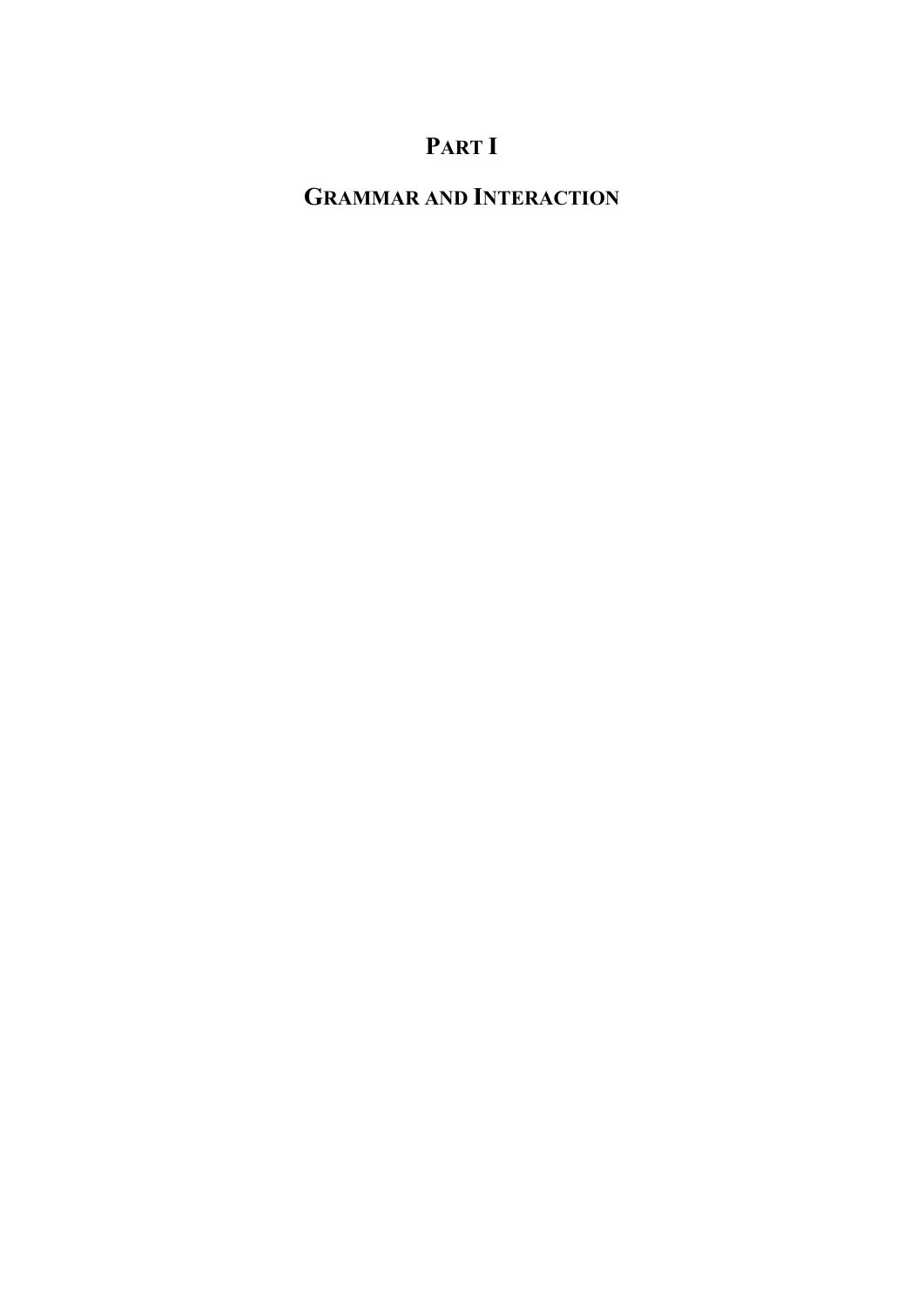# PART I

# GRAMMAR AND INTERACTION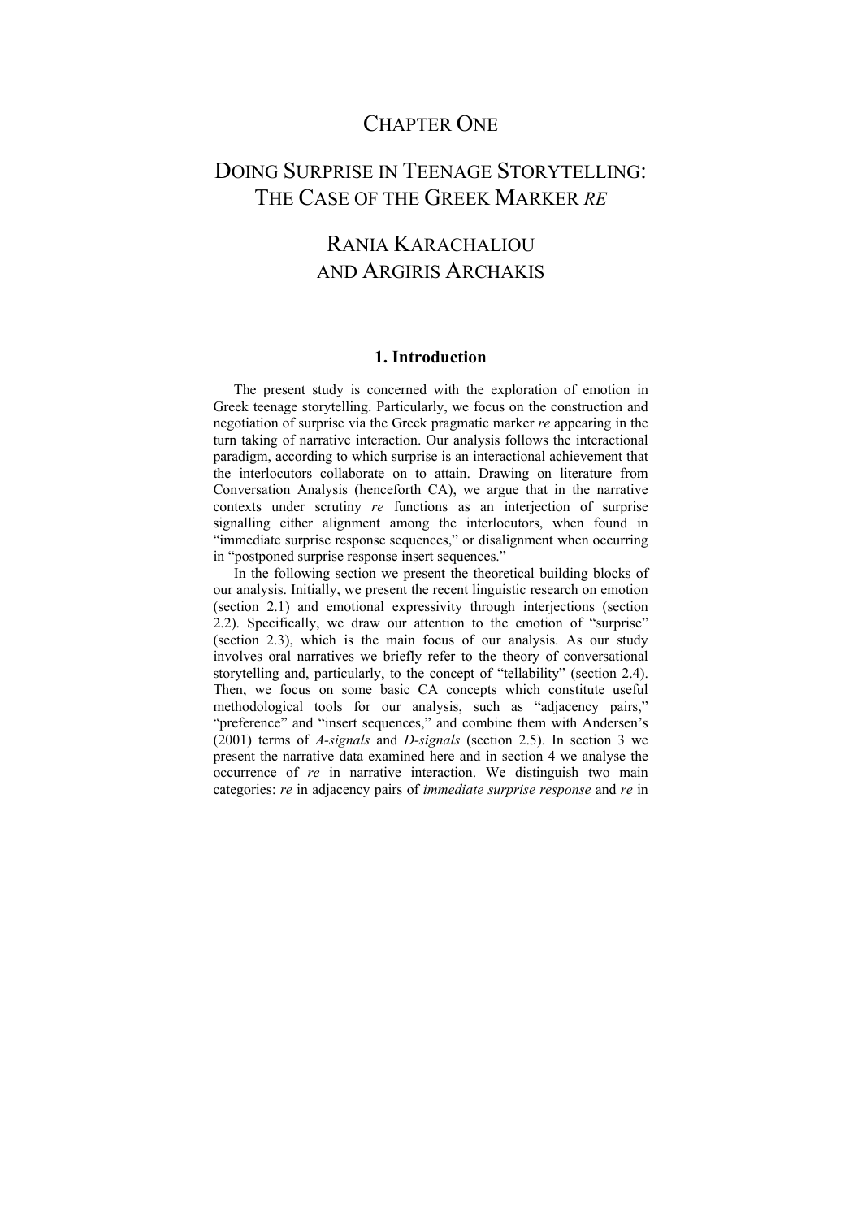# CHAPTER ONE

# DOING SURPRISE IN TEENAGE STORYTELLING: THE CASE OF THE GREEK MARKER *RE*

## RANIA KARACHALIOU AND ARGIRIS ARCHAKIS

### 1. Introduction

The present study is concerned with the exploration of emotion in Greek teenage storytelling. Particularly, we focus on the construction and negotiation of surprise via the Greek pragmatic marker *re* appearing in the turn taking of narrative interaction. Our analysis follows the interactional paradigm, according to which surprise is an interactional achievement that the interlocutors collaborate on to attain. Drawing on literature from Conversation Analysis (henceforth CA), we argue that in the narrative contexts under scrutiny *re* functions as an interjection of surprise signalling either alignment among the interlocutors, when found in "immediate surprise response sequences," or disalignment when occurring in "postponed surprise response insert sequences."

In the following section we present the theoretical building blocks of our analysis. Initially, we present the recent linguistic research on emotion (section 2.1) and emotional expressivity through interjections (section 2.2). Specifically, we draw our attention to the emotion of "surprise" (section 2.3), which is the main focus of our analysis. As our study involves oral narratives we briefly refer to the theory of conversational storytelling and, particularly, to the concept of "tellability" (section 2.4). Then, we focus on some basic CA concepts which constitute useful methodological tools for our analysis, such as "adjacency pairs," "preference" and "insert sequences," and combine them with Andersen's (2001) terms of *A-signals* and *D-signals* (section 2.5). In section 3 we present the narrative data examined here and in section 4 we analyse the occurrence of *re* in narrative interaction. We distinguish two main categories: *re* in adjacency pairs of *immediate surprise response* and *re* in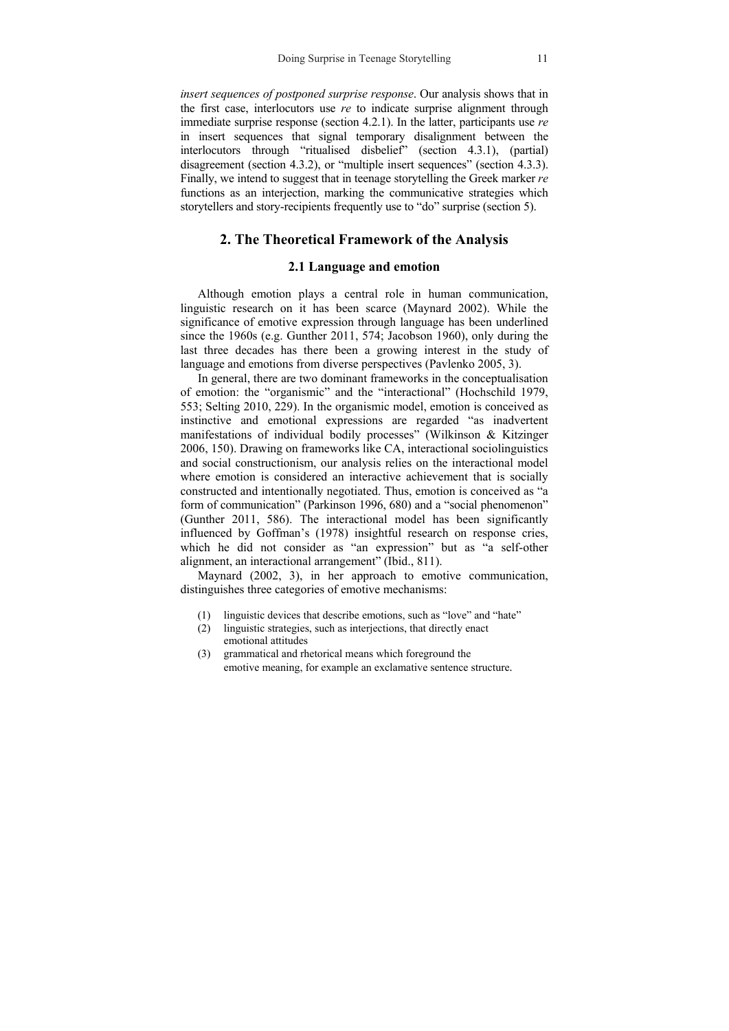*insert sequences of postponed surprise response*. Our analysis shows that in the first case, interlocutors use *re* to indicate surprise alignment through immediate surprise response (section 4.2.1). In the latter, participants use *re* in insert sequences that signal temporary disalignment between the interlocutors through "ritualised disbelief" (section 4.3.1), (partial) disagreement (section 4.3.2), or "multiple insert sequences" (section 4.3.3). Finally, we intend to suggest that in teenage storytelling the Greek marker *re* functions as an interjection, marking the communicative strategies which storytellers and story-recipients frequently use to "do" surprise (section 5).

## 2. The Theoretical Framework of the Analysis

### 2.1 Language and emotion

Although emotion plays a central role in human communication, linguistic research on it has been scarce (Maynard 2002). While the significance of emotive expression through language has been underlined since the 1960s (e.g. Gunther 2011, 574; Jacobson 1960), only during the last three decades has there been a growing interest in the study of language and emotions from diverse perspectives (Pavlenko 2005, 3).

In general, there are two dominant frameworks in the conceptualisation of emotion: the "organismic" and the "interactional" (Hochschild 1979, 553; Selting 2010, 229). In the organismic model, emotion is conceived as instinctive and emotional expressions are regarded "as inadvertent manifestations of individual bodily processes" (Wilkinson & Kitzinger 2006, 150). Drawing on frameworks like CA, interactional sociolinguistics and social constructionism, our analysis relies on the interactional model where emotion is considered an interactive achievement that is socially constructed and intentionally negotiated. Thus, emotion is conceived as "a form of communication" (Parkinson 1996, 680) and a "social phenomenon" (Gunther 2011, 586). The interactional model has been significantly influenced by Goffman's (1978) insightful research on response cries, which he did not consider as "an expression" but as "a self-other alignment, an interactional arrangement" (Ibid., 811).

Maynard (2002, 3), in her approach to emotive communication, distinguishes three categories of emotive mechanisms:

(1) linguistic devices that describe emotions, such as "love" and "hate"
(2) linguistic strategies, such as interjections, that directly enact emotional attitudes
(3) grammatical and rhetorical means which foreground the emotive meaning, for example an exclamative sentence structure.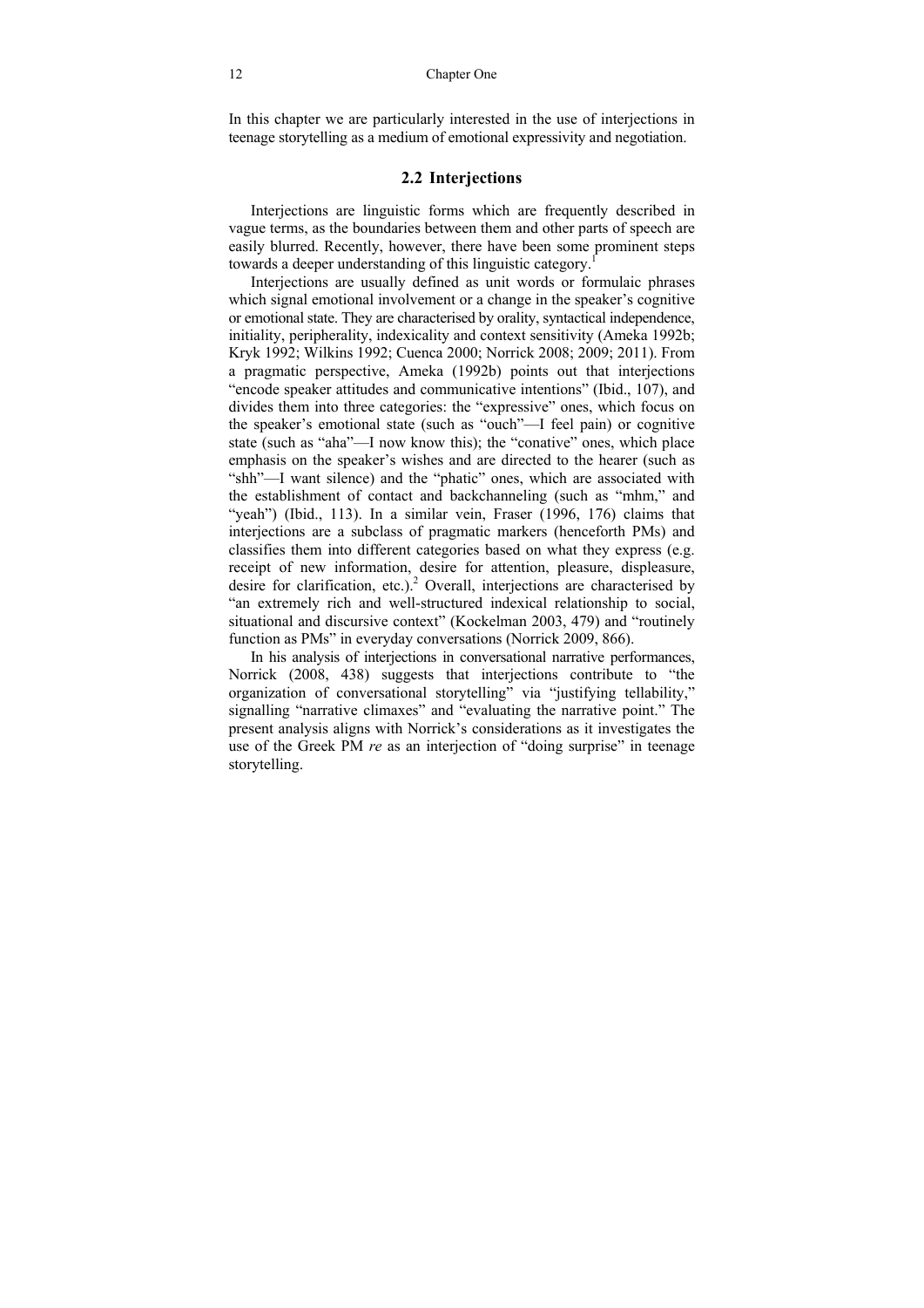In this chapter we are particularly interested in the use of interjections in teenage storytelling as a medium of emotional expressivity and negotiation.

## 2.2 Interjections

Interjections are linguistic forms which are frequently described in vague terms, as the boundaries between them and other parts of speech are easily blurred. Recently, however, there have been some prominent steps towards a deeper understanding of this linguistic category.[1]

Interjections are usually defined as unit words or formulaic phrases which signal emotional involvement or a change in the speaker's cognitive or emotional state. They are characterised by orality, syntactical independence, initiality, peripherality, indexicality and context sensitivity (Ameka 1992b; Kryk 1992; Wilkins 1992; Cuenca 2000; Norrick 2008; 2009; 2011). From a pragmatic perspective, Ameka (1992b) points out that interjections "encode speaker attitudes and communicative intentions" (Ibid., 107), and divides them into three categories: the "expressive" ones, which focus on the speaker's emotional state (such as "ouch"—I feel pain) or cognitive state (such as "aha"—I now know this); the "conative" ones, which place emphasis on the speaker's wishes and are directed to the hearer (such as "shh"—I want silence) and the "phatic" ones, which are associated with the establishment of contact and backchanneling (such as "mhm," and "yeah") (Ibid., 113). In a similar vein, Fraser (1996, 176) claims that interjections are a subclass of pragmatic markers (henceforth PMs) and classifies them into different categories based on what they express (e.g. receipt of new information, desire for attention, pleasure, displeasure, desire for clarification, etc.).[2] Overall, interjections are characterised by "an extremely rich and well-structured indexical relationship to social, situational and discursive context" (Kockelman 2003, 479) and "routinely function as PMs" in everyday conversations (Norrick 2009, 866).

In his analysis of interjections in conversational narrative performances, Norrick (2008, 438) suggests that interjections contribute to "the organization of conversational storytelling" via "justifying tellability," signalling "narrative climaxes" and "evaluating the narrative point." The present analysis aligns with Norrick's considerations as it investigates the use of the Greek PM *re* as an interjection of "doing surprise" in teenage storytelling.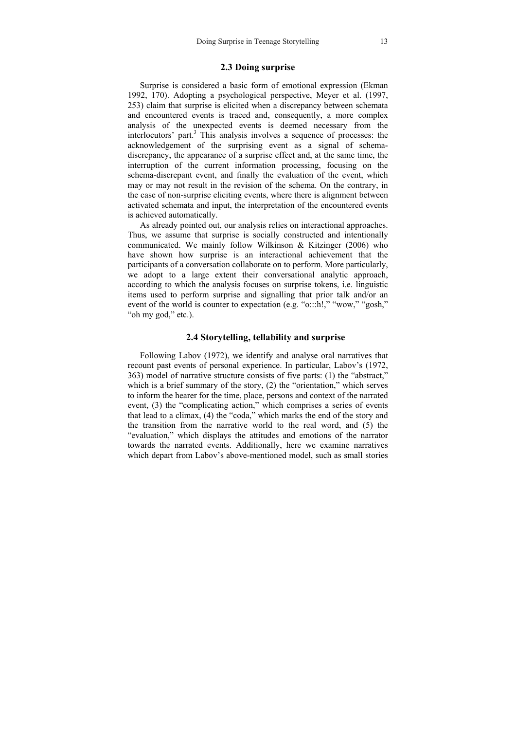### 2.3 Doing surprise

Surprise is considered a basic form of emotional expression (Ekman 1992, 170). Adopting a psychological perspective, Meyer et al. (1997, 253) claim that surprise is elicited when a discrepancy between schemata and encountered events is traced and, consequently, a more complex analysis of the unexpected events is deemed necessary from the interlocutors' part.[3] This analysis involves a sequence of processes: the acknowledgement of the surprising event as a signal of schema-discrepancy, the appearance of a surprise effect and, at the same time, the interruption of the current information processing, focusing on the schema-discrepant event, and finally the evaluation of the event, which may or may not result in the revision of the schema. On the contrary, in the case of non-surprise eliciting events, where there is alignment between activated schemata and input, the interpretation of the encountered events is achieved automatically.

As already pointed out, our analysis relies on interactional approaches. Thus, we assume that surprise is socially constructed and intentionally communicated. We mainly follow Wilkinson & Kitzinger (2006) who have shown how surprise is an interactional achievement that the participants of a conversation collaborate on to perform. More particularly, we adopt to a large extent their conversational analytic approach, according to which the analysis focuses on surprise tokens, i.e. linguistic items used to perform surprise and signalling that prior talk and/or an event of the world is counter to expectation (e.g. "o:::h!," "wow," "gosh," "oh my god," etc.).

### 2.4 Storytelling, tellability and surprise

Following Labov (1972), we identify and analyse oral narratives that recount past events of personal experience. In particular, Labov's (1972, 363) model of narrative structure consists of five parts: (1) the "abstract," which is a brief summary of the story, (2) the "orientation," which serves to inform the hearer for the time, place, persons and context of the narrated event, (3) the "complicating action," which comprises a series of events that lead to a climax, (4) the "coda," which marks the end of the story and the transition from the narrative world to the real word, and (5) the "evaluation," which displays the attitudes and emotions of the narrator towards the narrated events. Additionally, here we examine narratives which depart from Labov's above-mentioned model, such as small stories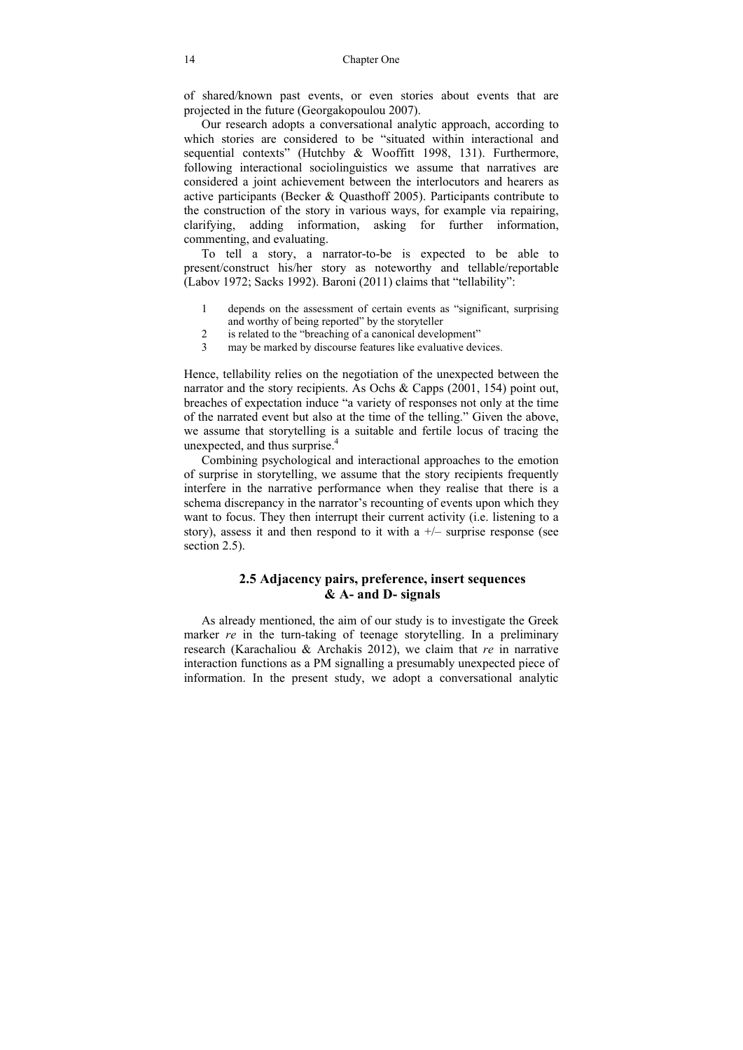of shared/known past events, or even stories about events that are projected in the future (Georgakopoulou 2007).

Our research adopts a conversational analytic approach, according to which stories are considered to be "situated within interactional and sequential contexts" (Hutchby & Wooffitt 1998, 131). Furthermore, following interactional sociolinguistics we assume that narratives are considered a joint achievement between the interlocutors and hearers as active participants (Becker & Quasthoff 2005). Participants contribute to the construction of the story in various ways, for example via repairing, clarifying, adding information, asking for further information, commenting, and evaluating.

To tell a story, a narrator-to-be is expected to be able to present/construct his/her story as noteworthy and tellable/reportable (Labov 1972; Sacks 1992). Baroni (2011) claims that "tellability":

1. depends on the assessment of certain events as "significant, surprising and worthy of being reported" by the storyteller
2. is related to the "breaching of a canonical development"
3. may be marked by discourse features like evaluative devices.

Hence, tellability relies on the negotiation of the unexpected between the narrator and the story recipients. As Ochs & Capps (2001, 154) point out, breaches of expectation induce "a variety of responses not only at the time of the narrated event but also at the time of the telling." Given the above, we assume that storytelling is a suitable and fertile locus of tracing the unexpected, and thus surprise.[4]

Combining psychological and interactional approaches to the emotion of surprise in storytelling, we assume that the story recipients frequently interfere in the narrative performance when they realise that there is a schema discrepancy in the narrator's recounting of events upon which they want to focus. They then interrupt their current activity (i.e. listening to a story), assess it and then respond to it with a +/– surprise response (see section 2.5).

## 2.5 Adjacency pairs, preference, insert sequences & A- and D- signals

As already mentioned, the aim of our study is to investigate the Greek marker *re* in the turn-taking of teenage storytelling. In a preliminary research (Karachaliou & Archakis 2012), we claim that *re* in narrative interaction functions as a PM signalling a presumably unexpected piece of information. In the present study, we adopt a conversational analytic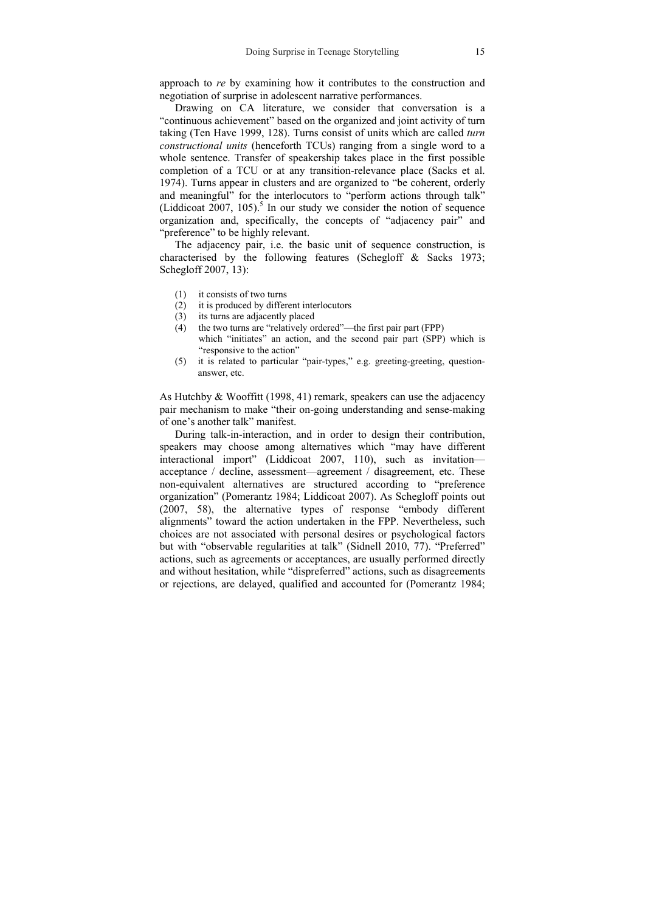approach to *re* by examining how it contributes to the construction and negotiation of surprise in adolescent narrative performances.

Drawing on CA literature, we consider that conversation is a "continuous achievement" based on the organized and joint activity of turn taking (Ten Have 1999, 128). Turns consist of units which are called *turn constructional units* (henceforth TCUs) ranging from a single word to a whole sentence. Transfer of speakership takes place in the first possible completion of a TCU or at any transition-relevance place (Sacks et al. 1974). Turns appear in clusters and are organized to "be coherent, orderly and meaningful" for the interlocutors to "perform actions through talk" (Liddicoat 2007, 105).[5] In our study we consider the notion of sequence organization and, specifically, the concepts of "adjacency pair" and "preference" to be highly relevant.

The adjacency pair, i.e. the basic unit of sequence construction, is characterised by the following features (Schegloff & Sacks 1973; Schegloff 2007, 13):

(1) it consists of two turns
(2) it is produced by different interlocutors
(3) its turns are adjacently placed
(4) the two turns are "relatively ordered"—the first pair part (FPP) which "initiates" an action, and the second pair part (SPP) which is "responsive to the action"
(5) it is related to particular "pair-types," e.g. greeting-greeting, question-answer, etc.

As Hutchby & Wooffitt (1998, 41) remark, speakers can use the adjacency pair mechanism to make "their on-going understanding and sense-making of one's another talk" manifest.

During talk-in-interaction, and in order to design their contribution, speakers may choose among alternatives which "may have different interactional import" (Liddicoat 2007, 110), such as invitation—acceptance / decline, assessment—agreement / disagreement, etc. These non-equivalent alternatives are structured according to "preference organization" (Pomerantz 1984; Liddicoat 2007). As Schegloff points out (2007, 58), the alternative types of response "embody different alignments" toward the action undertaken in the FPP. Nevertheless, such choices are not associated with personal desires or psychological factors but with "observable regularities at talk" (Sidnell 2010, 77). "Preferred" actions, such as agreements or acceptances, are usually performed directly and without hesitation, while "dispreferred" actions, such as disagreements or rejections, are delayed, qualified and accounted for (Pomerantz 1984;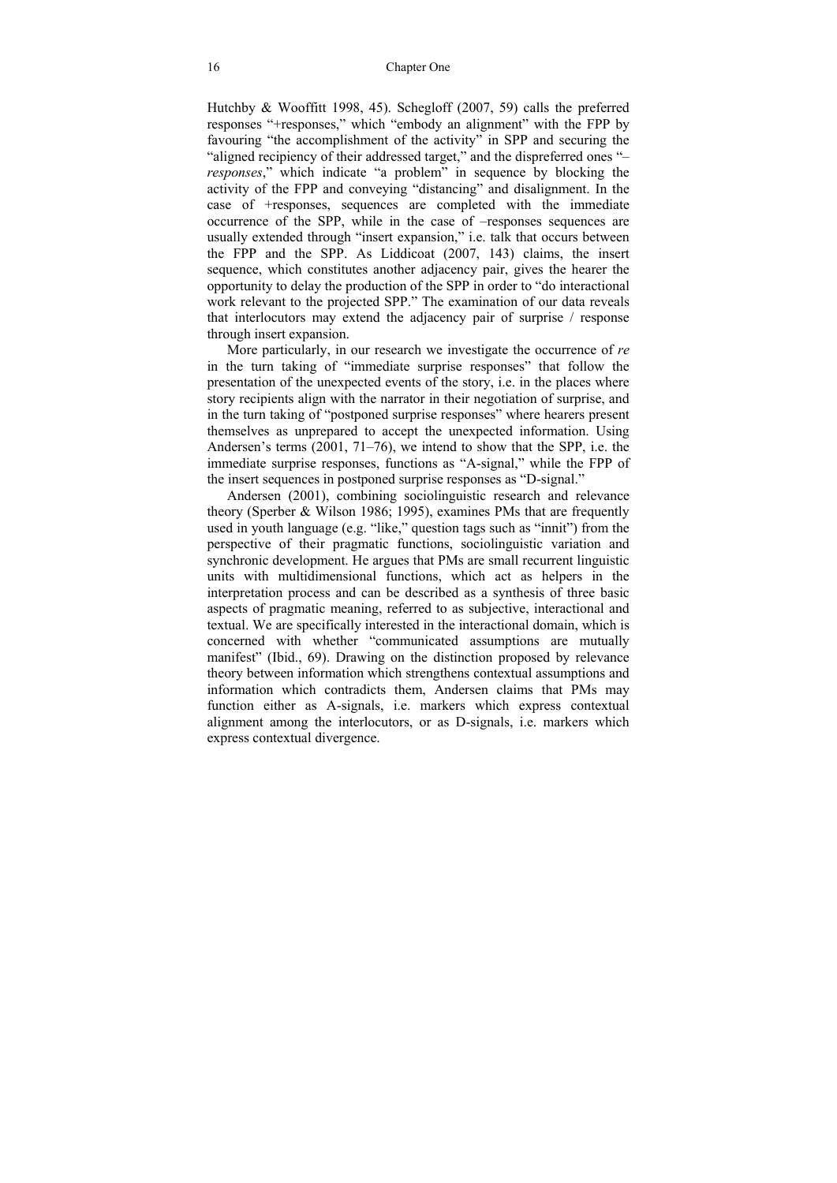Hutchby & Wooffitt 1998, 45). Schegloff (2007, 59) calls the preferred responses "+responses," which "embody an alignment" with the FPP by favouring "the accomplishment of the activity" in SPP and securing the "aligned recipiency of their addressed target," and the dispreferred ones "–*responses*," which indicate "a problem" in sequence by blocking the activity of the FPP and conveying "distancing" and disalignment. In the case of +responses, sequences are completed with the immediate occurrence of the SPP, while in the case of –responses sequences are usually extended through "insert expansion," i.e. talk that occurs between the FPP and the SPP. As Liddicoat (2007, 143) claims, the insert sequence, which constitutes another adjacency pair, gives the hearer the opportunity to delay the production of the SPP in order to "do interactional work relevant to the projected SPP." The examination of our data reveals that interlocutors may extend the adjacency pair of surprise / response through insert expansion.

More particularly, in our research we investigate the occurrence of *re* in the turn taking of "immediate surprise responses" that follow the presentation of the unexpected events of the story, i.e. in the places where story recipients align with the narrator in their negotiation of surprise, and in the turn taking of "postponed surprise responses" where hearers present themselves as unprepared to accept the unexpected information. Using Andersen's terms (2001, 71–76), we intend to show that the SPP, i.e. the immediate surprise responses, functions as "A-signal," while the FPP of the insert sequences in postponed surprise responses as "D-signal."

Andersen (2001), combining sociolinguistic research and relevance theory (Sperber & Wilson 1986; 1995), examines PMs that are frequently used in youth language (e.g. "like," question tags such as "innit") from the perspective of their pragmatic functions, sociolinguistic variation and synchronic development. He argues that PMs are small recurrent linguistic units with multidimensional functions, which act as helpers in the interpretation process and can be described as a synthesis of three basic aspects of pragmatic meaning, referred to as subjective, interactional and textual. We are specifically interested in the interactional domain, which is concerned with whether "communicated assumptions are mutually manifest" (Ibid., 69). Drawing on the distinction proposed by relevance theory between information which strengthens contextual assumptions and information which contradicts them, Andersen claims that PMs may function either as A-signals, i.e. markers which express contextual alignment among the interlocutors, or as D-signals, i.e. markers which express contextual divergence.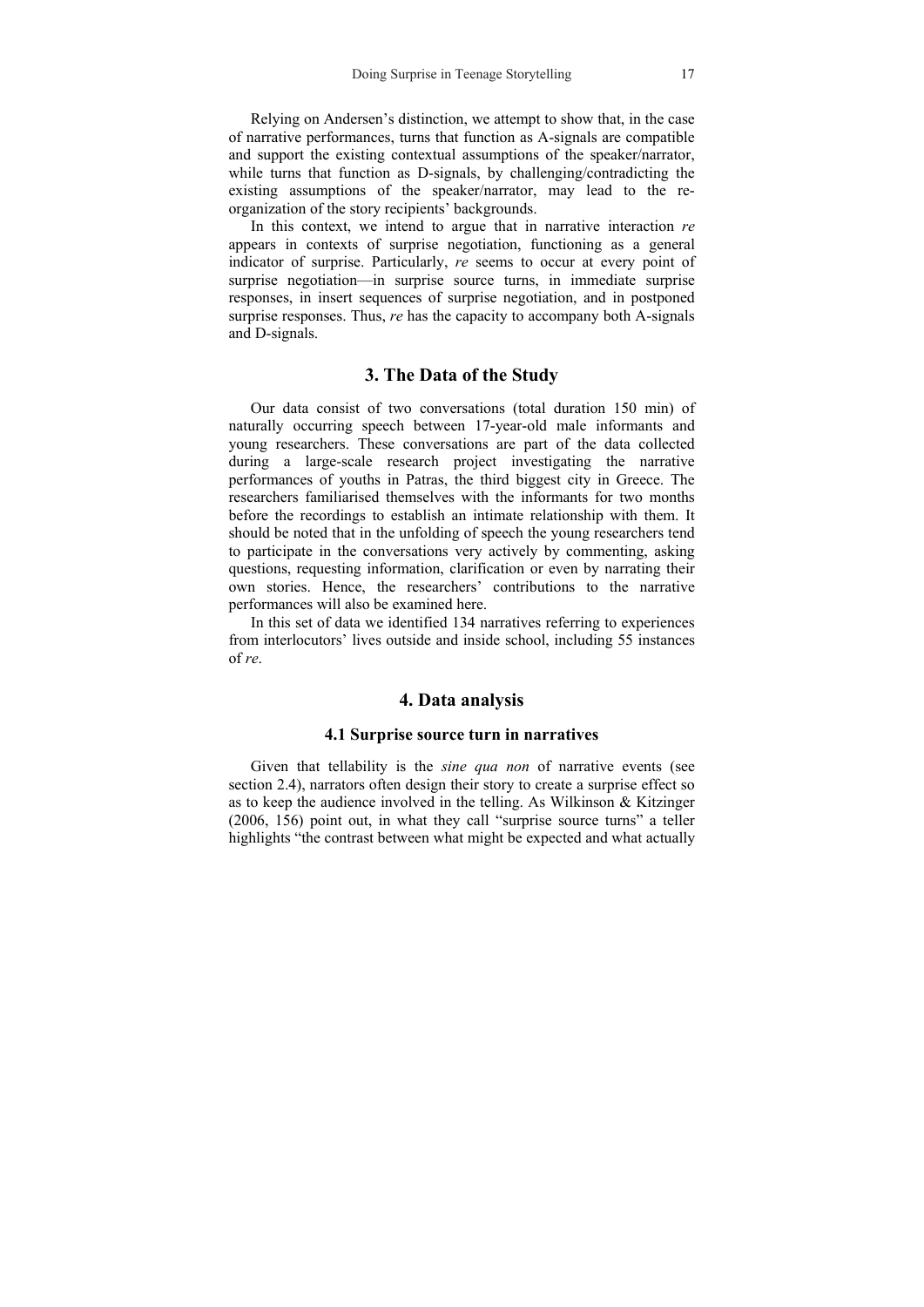Relying on Andersen's distinction, we attempt to show that, in the case of narrative performances, turns that function as A-signals are compatible and support the existing contextual assumptions of the speaker/narrator, while turns that function as D-signals, by challenging/contradicting the existing assumptions of the speaker/narrator, may lead to the re-organization of the story recipients' backgrounds.

In this context, we intend to argue that in narrative interaction *re* appears in contexts of surprise negotiation, functioning as a general indicator of surprise. Particularly, *re* seems to occur at every point of surprise negotiation—in surprise source turns, in immediate surprise responses, in insert sequences of surprise negotiation, and in postponed surprise responses. Thus, *re* has the capacity to accompany both A-signals and D-signals.

## 3. The Data of the Study

Our data consist of two conversations (total duration 150 min) of naturally occurring speech between 17-year-old male informants and young researchers. These conversations are part of the data collected during a large-scale research project investigating the narrative performances of youths in Patras, the third biggest city in Greece. The researchers familiarised themselves with the informants for two months before the recordings to establish an intimate relationship with them. It should be noted that in the unfolding of speech the young researchers tend to participate in the conversations very actively by commenting, asking questions, requesting information, clarification or even by narrating their own stories. Hence, the researchers' contributions to the narrative performances will also be examined here.

In this set of data we identified 134 narratives referring to experiences from interlocutors' lives outside and inside school, including 55 instances of *re*.

## 4. Data analysis

### 4.1 Surprise source turn in narratives

Given that tellability is the *sine qua non* of narrative events (see section 2.4), narrators often design their story to create a surprise effect so as to keep the audience involved in the telling. As Wilkinson & Kitzinger (2006, 156) point out, in what they call "surprise source turns" a teller highlights "the contrast between what might be expected and what actually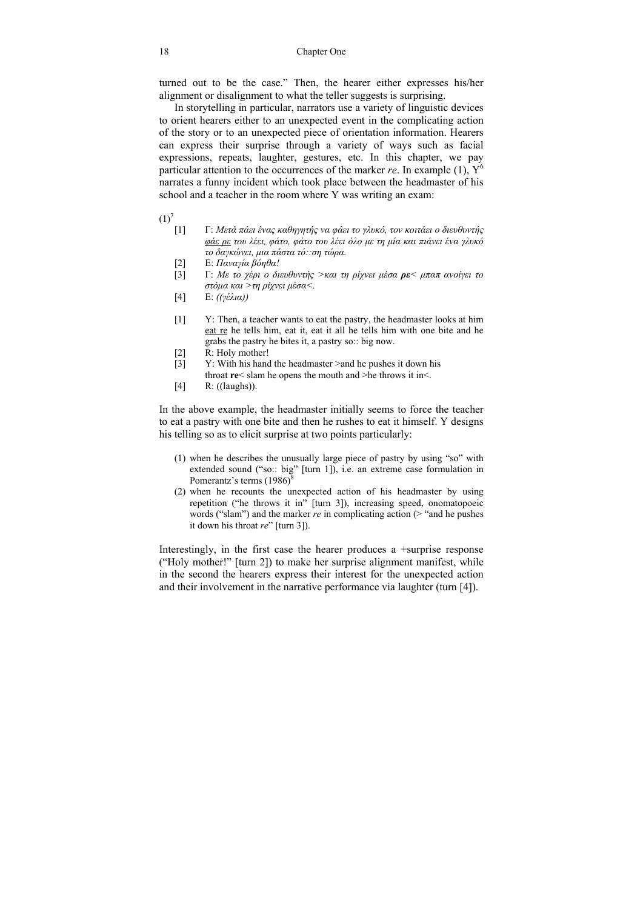turned out to be the case." Then, the hearer either expresses his/her alignment or disalignment to what the teller suggests is surprising.

In storytelling in particular, narrators use a variety of linguistic devices to orient hearers either to an unexpected event in the complicating action of the story or to an unexpected piece of orientation information. Hearers can express their surprise through a variety of ways such as facial expressions, repeats, laughter, gestures, etc. In this chapter, we pay particular attention to the occurrences of the marker *re*. In example (1), Y[6] narrates a funny incident which took place between the headmaster of his school and a teacher in the room where Y was writing an exam:

(1)[7]

[1] Γ: *Μετά πάει ένας καθηγητής να φάει το γλυκό, τον κοιτάει ο διευθυντής <u>φάε ρε</u> του λέει, φάτο, φάτο του λέει όλο με τη μία και πιάνει ένα γλυκό το δαγκώνει, μια πάστα τό::ση τώρα.*

[2] Ε: *Παναγία βόηθα!*

[3] Γ: *Με το χέρι ο διευθυντής >και τη ρίχνει μέσα* ***ρε****< μπαπ ανοίγει το στόμα και >τη ρίχνει μέσα<.*

[4] Ε: *((γέλια))*

[1] Y: Then, a teacher wants to eat the pastry, the headmaster looks at him <u>eat re</u> he tells him, eat it, eat it all he tells him with one bite and he grabs the pastry he bites it, a pastry so:: big now.

[2] R: Holy mother!

[3] Y: With his hand the headmaster >and he pushes it down his throat **re**< slam he opens the mouth and >he throws it in<.

[4] R: ((laughs)).

In the above example, the headmaster initially seems to force the teacher to eat a pastry with one bite and then he rushes to eat it himself. Y designs his telling so as to elicit surprise at two points particularly:

(1) when he describes the unusually large piece of pastry by using "so" with extended sound ("so:: big" [turn 1]), i.e. an extreme case formulation in Pomerantz's terms (1986)[8]

(2) when he recounts the unexpected action of his headmaster by using repetition ("he throws it in" [turn 3]), increasing speed, onomatopoeic words ("slam") and the marker *re* in complicating action (> "and he pushes it down his throat *re*" [turn 3]).

Interestingly, in the first case the hearer produces a +surprise response ("Holy mother!" [turn 2]) to make her surprise alignment manifest, while in the second the hearers express their interest for the unexpected action and their involvement in the narrative performance via laughter (turn [4]).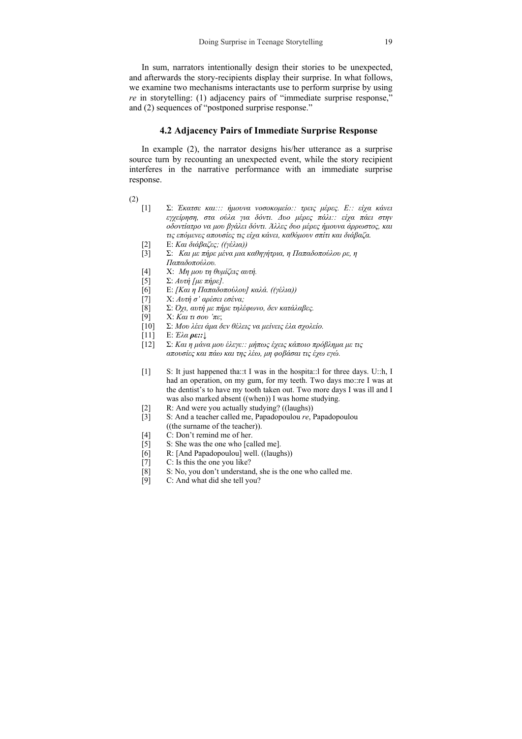In sum, narrators intentionally design their stories to be unexpected, and afterwards the story-recipients display their surprise. In what follows, we examine two mechanisms interactants use to perform surprise by using *re* in storytelling: (1) adjacency pairs of "immediate surprise response," and (2) sequences of "postponed surprise response."

### 4.2 Adjacency Pairs of Immediate Surprise Response

In example (2), the narrator designs his/her utterance as a surprise source turn by recounting an unexpected event, while the story recipient interferes in the narrative performance with an immediate surprise response.

(2)

[1] Σ: *Έκατσε και::: ήμουνα νοσοκομείο:: τρεις μέρες. Ε:: είχα κάνει εγχείρηση, στα ούλα για δόντι. Δυο μέρες πάλι:: είχα πάει στην οδοντίατρο να μου βγάλει δόντι. Άλλες δυο μέρες ήμουνα άρρωστος, και τις επόμενες απουσίες τις είχα κάνει, καθόμουν σπίτι και διάβαζα.*

[2] Ε: *Και διάβαζες; ((γέλια))*

[3] Σ: *Και με πήρε μένα μια καθηγήτρια, η Παπαδοπούλου ρε, η Παπαδοπούλου.*

[4] Χ: *Μη μου τη θυμίζεις αυτή.*

[5] Σ: *Αυτή [με πήρε].*

[6] Ε: *[Και η Παπαδοπούλου] καλά. ((γέλια))*

[7] Χ: *Αυτή σ' αρέσει εσένα;*

[8] Σ: *Όχι, αυτή με πήρε τηλέφωνο, δεν κατάλαβες.*

[9] Χ: *Και τι σου 'πε;*

[10] Σ: *Μου λέει άμα δεν θέλεις να μείνεις έλα σχολείο.*

[11] Ε: *Έλα **ρε::**↓*

[12] Σ: *Και η μάνα μου έλεγε:: μήπως έχεις κάποιο πρόβλημα με τις απουσίες και πάω και της λέω, μη φοβάσαι τις έχω εγώ.*

[1] S: It just happened tha::t I was in the hospita::l for three days. U::h, I had an operation, on my gum, for my teeth. Two days mo::re I was at the dentist's to have my tooth taken out. Two more days I was ill and I was also marked absent ((when)) I was home studying.

[2] R: And were you actually studying? ((laughs))

[3] S: And a teacher called me, Papadopoulou *re*, Papadopoulou ((the surname of the teacher)).

[4] C: Don't remind me of her.

[5] S: She was the one who [called me].

[6] R: [And Papadopoulou] well. ((laughs))

[7] C: Is this the one you like?

[8] S: No, you don't understand, she is the one who called me.

[9] C: And what did she tell you?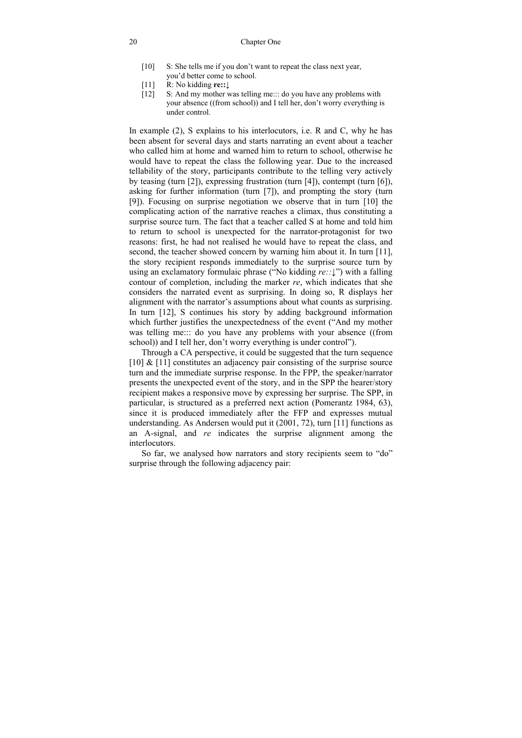[10]  S: She tells me if you don't want to repeat the class next year, you'd better come to school.

[11]  R: No kidding **re::↓**

[12]  S: And my mother was telling me::: do you have any problems with your absence ((from school)) and I tell her, don't worry everything is under control.

In example (2), S explains to his interlocutors, i.e. R and C, why he has been absent for several days and starts narrating an event about a teacher who called him at home and warned him to return to school, otherwise he would have to repeat the class the following year. Due to the increased tellability of the story, participants contribute to the telling very actively by teasing (turn [2]), expressing frustration (turn [4]), contempt (turn [6]), asking for further information (turn [7]), and prompting the story (turn [9]). Focusing on surprise negotiation we observe that in turn [10] the complicating action of the narrative reaches a climax, thus constituting a surprise source turn. The fact that a teacher called S at home and told him to return to school is unexpected for the narrator-protagonist for two reasons: first, he had not realised he would have to repeat the class, and second, the teacher showed concern by warning him about it. In turn [11], the story recipient responds immediately to the surprise source turn by using an exclamatory formulaic phrase ("No kidding *re::↓*") with a falling contour of completion, including the marker *re*, which indicates that she considers the narrated event as surprising. In doing so, R displays her alignment with the narrator's assumptions about what counts as surprising. In turn [12], S continues his story by adding background information which further justifies the unexpectedness of the event ("And my mother was telling me::: do you have any problems with your absence ((from school)) and I tell her, don't worry everything is under control").

Through a CA perspective, it could be suggested that the turn sequence [10] & [11] constitutes an adjacency pair consisting of the surprise source turn and the immediate surprise response. In the FPP, the speaker/narrator presents the unexpected event of the story, and in the SPP the hearer/story recipient makes a responsive move by expressing her surprise. The SPP, in particular, is structured as a preferred next action (Pomerantz 1984, 63), since it is produced immediately after the FFP and expresses mutual understanding. As Andersen would put it (2001, 72), turn [11] functions as an A-signal, and *re* indicates the surprise alignment among the interlocutors.

So far, we analysed how narrators and story recipients seem to "do" surprise through the following adjacency pair: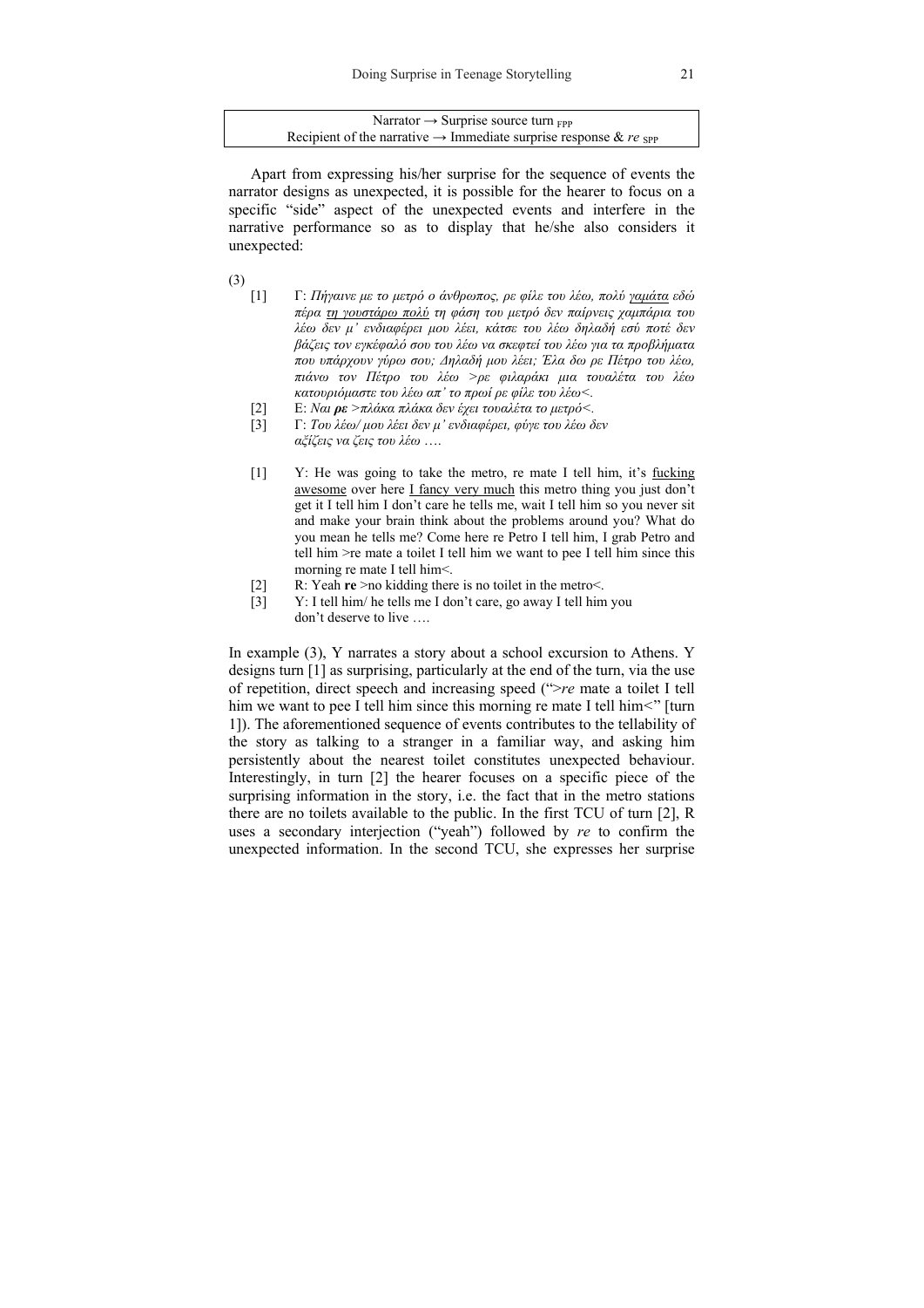| |
|---|
| Narrator → Surprise source turn $_{FPP}$ |
| Recipient of the narrative → Immediate surprise response & *re* $_{SPP}$ |

Apart from expressing his/her surprise for the sequence of events the narrator designs as unexpected, it is possible for the hearer to focus on a specific "side" aspect of the unexpected events and interfere in the narrative performance so as to display that he/she also considers it unexpected:

(3)

[1] Γ: *Πήγαινε με το μετρό ο άνθρωπος, ρε φίλε του λέω, πολύ <u>γαμάτα</u> εδώ πέρα <u>τη γουστάρω πολύ</u> τη φάση του μετρό δεν παίρνεις χαμπάρια του λέω δεν μ' ενδιαφέρει μου λέει, κάτσε του λέω δηλαδή εσύ ποτέ δεν βάζεις τον εγκέφαλό σου του λέω να σκεφτεί του λέω για τα προβλήματα που υπάρχουν γύρω σου; Δηλαδή μου λέει; Έλα δω ρε Πέτρο του λέω, πιάνω τον Πέτρο του λέω >ρε φιλαράκι μια τουαλέτα του λέω κατουριόμαστε του λέω απ' το πρωί ρε φίλε του λέω<.*

[2] Ε: *Ναι **ρε** >πλάκα πλάκα δεν έχει τουαλέτα το μετρό<.*

[3] Γ: *Του λέω/ μου λέει δεν μ' ενδιαφέρει, φύγε του λέω δεν αξίζεις να ζεις του λέω ….*

[1] Y: He was going to take the metro, re mate I tell him, it's <u>fucking awesome</u> over here <u>I fancy very much</u> this metro thing you just don't get it I tell him I don't care he tells me, wait I tell him so you never sit and make your brain think about the problems around you? What do you mean he tells me? Come here re Petro I tell him, I grab Petro and tell him >re mate a toilet I tell him we want to pee I tell him since this morning re mate I tell him<.

[2] R: Yeah **re** >no kidding there is no toilet in the metro<.

[3] Y: I tell him/ he tells me I don't care, go away I tell him you don't deserve to live ….

In example (3), Y narrates a story about a school excursion to Athens. Y designs turn [1] as surprising, particularly at the end of the turn, via the use of repetition, direct speech and increasing speed ("*>re* mate a toilet I tell him we want to pee I tell him since this morning re mate I tell him<" [turn 1]). The aforementioned sequence of events contributes to the tellability of the story as talking to a stranger in a familiar way, and asking him persistently about the nearest toilet constitutes unexpected behaviour. Interestingly, in turn [2] the hearer focuses on a specific piece of the surprising information in the story, i.e. the fact that in the metro stations there are no toilets available to the public. In the first TCU of turn [2], R uses a secondary interjection ("yeah") followed by *re* to confirm the unexpected information. In the second TCU, she expresses her surprise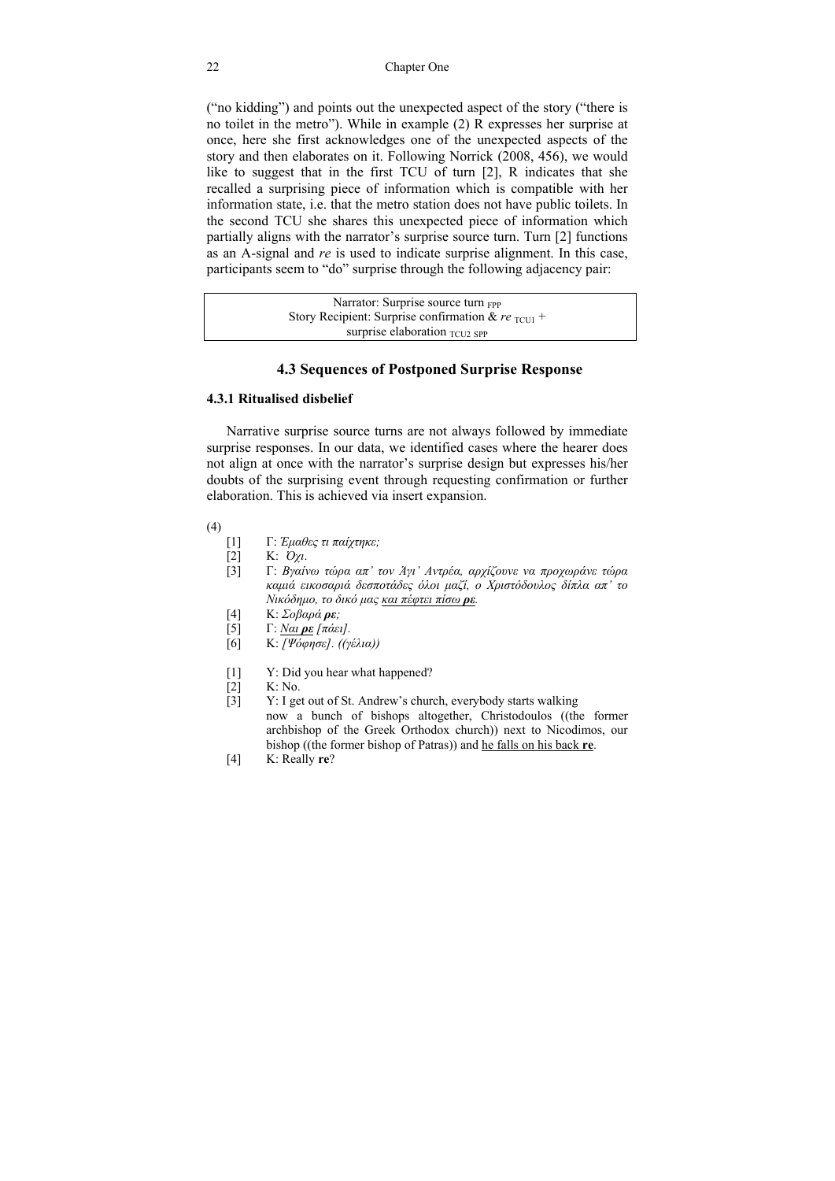("no kidding") and points out the unexpected aspect of the story ("there is no toilet in the metro"). While in example (2) R expresses her surprise at once, here she first acknowledges one of the unexpected aspects of the story and then elaborates on it. Following Norrick (2008, 456), we would like to suggest that in the first TCU of turn [2], R indicates that she recalled a surprising piece of information which is compatible with her information state, i.e. that the metro station does not have public toilets. In the second TCU she shares this unexpected piece of information which partially aligns with the narrator's surprise source turn. Turn [2] functions as an A-signal and *re* is used to indicate surprise alignment. In this case, participants seem to "do" surprise through the following adjacency pair:

| |
|---|
| Narrator: Surprise source turn $_{FPP}$<br>Story Recipient: Surprise confirmation & *re* $_{TCU1}$ +<br>surprise elaboration $_{TCU2\ SPP}$ |

## 4.3 Sequences of Postponed Surprise Response

### 4.3.1 Ritualised disbelief

Narrative surprise source turns are not always followed by immediate surprise responses. In our data, we identified cases where the hearer does not align at once with the narrator's surprise design but expresses his/her doubts of the surprising event through requesting confirmation or further elaboration. This is achieved via insert expansion.

(4)

[1] Γ: *Έμαθες τι παίχτηκε;*
[2] Κ: *Όχι.*
[3] Γ: *Βγαίνω τώρα απ' τον Άγι' Αντρέα, αρχίζουνε να προχωράνε τώρα καμιά εικοσαριά δεσποτάδες όλοι μαζί, ο Χριστόδουλος δίπλα απ' το Νικόδημο, το δικό μας <u>και πέφτει πίσω **ρε**</u>.*
[4] Κ: *Σοβαρά **ρε**;*
[5] Γ: *<u>Ναι **ρε**</u> [πάει].*
[6] Κ: *[Ψόφησε]. ((γέλια))*

[1] Y: Did you hear what happened?
[2] K: No.
[3] Y: I get out of St. Andrew's church, everybody starts walking now a bunch of bishops altogether, Christodoulos ((the former archbishop of the Greek Orthodox church)) next to Nicodimos, our bishop ((the former bishop of Patras)) and <u>he falls on his back **re**</u>.
[4] K: Really **re**?